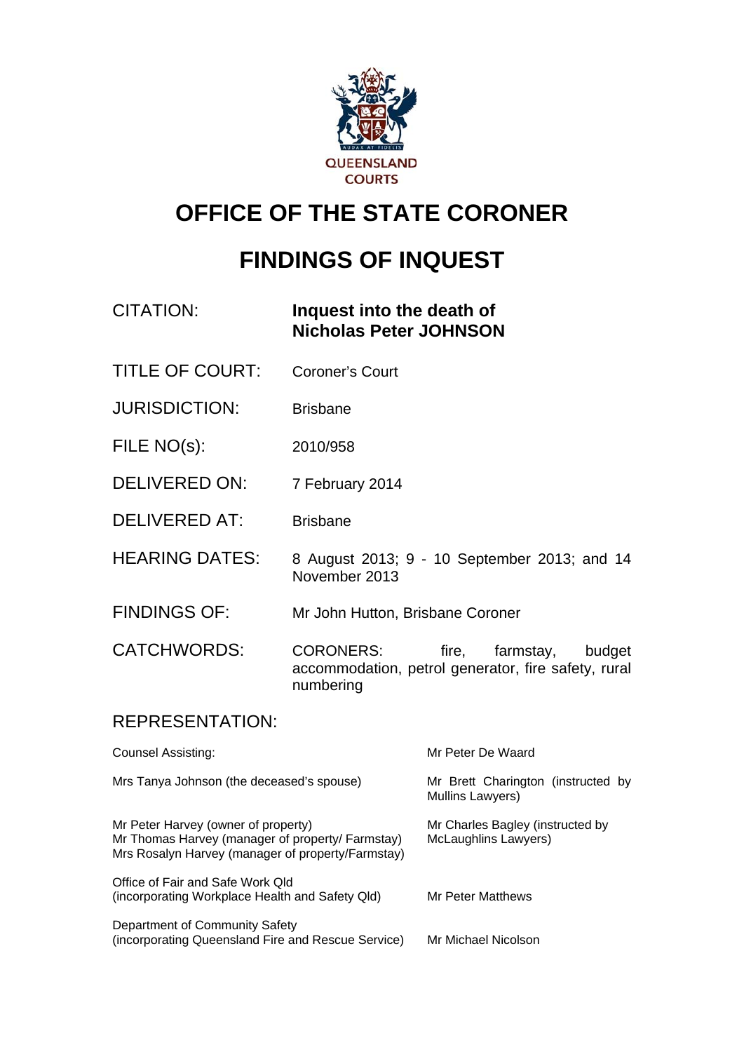QUEENSLAND COURTS

# OFFICE OF THE STATE CORONER

# FINDINGS OF INQUEST

| | |
|---|---|
| CITATION: | **Inquest into the death of Nicholas Peter JOHNSON** |
| TITLE OF COURT: | Coroner's Court |
| JURISDICTION: | Brisbane |
| FILE NO(s): | 2010/958 |
| DELIVERED ON: | 7 February 2014 |
| DELIVERED AT: | Brisbane |
| HEARING DATES: | 8 August 2013; 9 - 10 September 2013; and 14 November 2013 |
| FINDINGS OF: | Mr John Hutton, Brisbane Coroner |
| CATCHWORDS: | CORONERS: fire, farmstay, budget accommodation, petrol generator, fire safety, rural numbering |

REPRESENTATION:

| | |
|---|---|
| Counsel Assisting: | Mr Peter De Waard |
| Mrs Tanya Johnson (the deceased's spouse) | Mr Brett Charington (instructed by Mullins Lawyers) |
| Mr Peter Harvey (owner of property)<br>Mr Thomas Harvey (manager of property/ Farmstay)<br>Mrs Rosalyn Harvey (manager of property/Farmstay) | Mr Charles Bagley (instructed by McLaughlins Lawyers) |
| Office of Fair and Safe Work Qld<br>(incorporating Workplace Health and Safety Qld) | Mr Peter Matthews |
| Department of Community Safety<br>(incorporating Queensland Fire and Rescue Service) | Mr Michael Nicolson |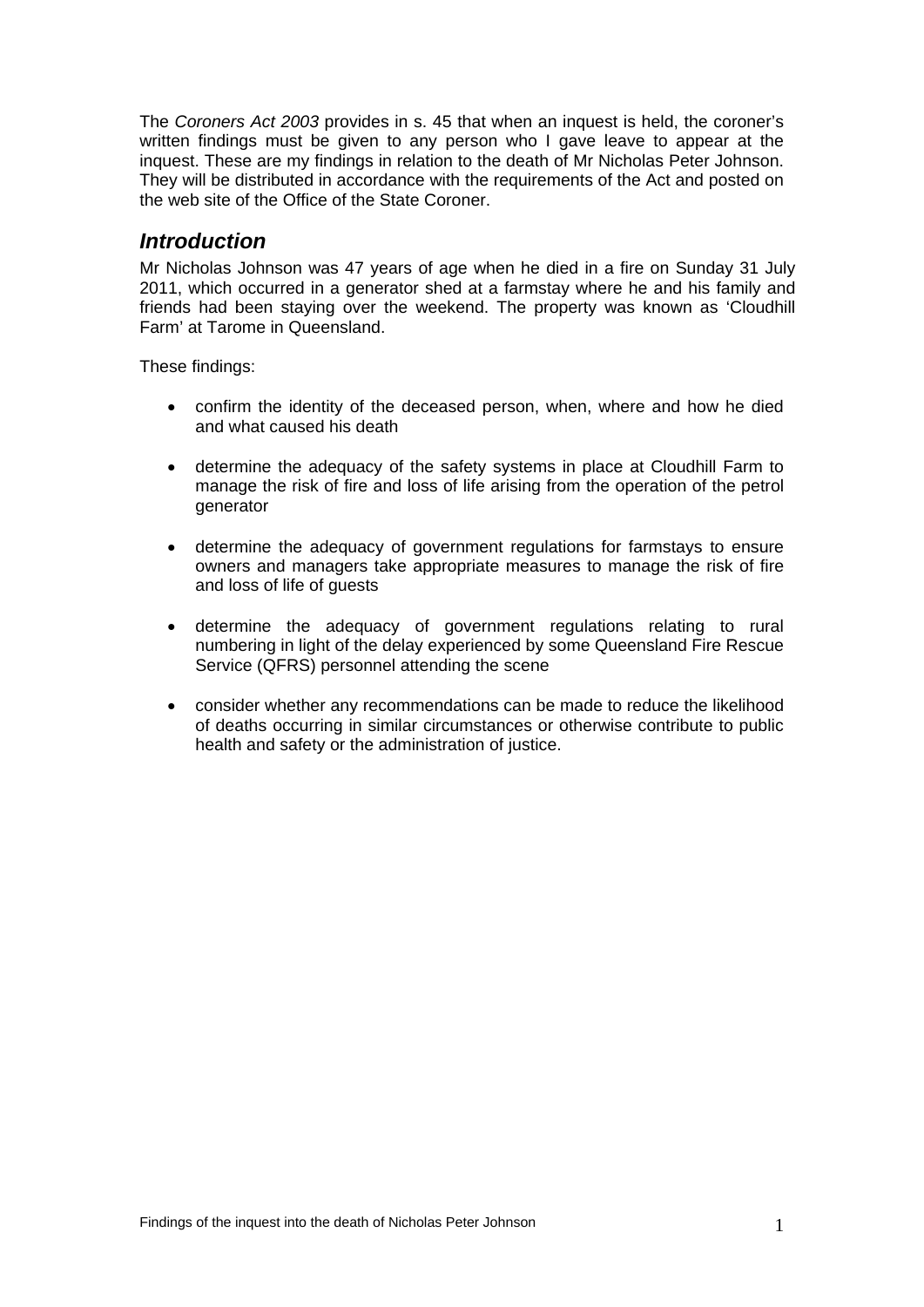The *Coroners Act 2003* provides in s. 45 that when an inquest is held, the coroner's written findings must be given to any person who I gave leave to appear at the inquest. These are my findings in relation to the death of Mr Nicholas Peter Johnson. They will be distributed in accordance with the requirements of the Act and posted on the web site of the Office of the State Coroner.

## *Introduction*

Mr Nicholas Johnson was 47 years of age when he died in a fire on Sunday 31 July 2011, which occurred in a generator shed at a farmstay where he and his family and friends had been staying over the weekend. The property was known as 'Cloudhill Farm' at Tarome in Queensland.

These findings:

- confirm the identity of the deceased person, when, where and how he died and what caused his death
- determine the adequacy of the safety systems in place at Cloudhill Farm to manage the risk of fire and loss of life arising from the operation of the petrol generator
- determine the adequacy of government regulations for farmstays to ensure owners and managers take appropriate measures to manage the risk of fire and loss of life of guests
- determine the adequacy of government regulations relating to rural numbering in light of the delay experienced by some Queensland Fire Rescue Service (QFRS) personnel attending the scene
- consider whether any recommendations can be made to reduce the likelihood of deaths occurring in similar circumstances or otherwise contribute to public health and safety or the administration of justice.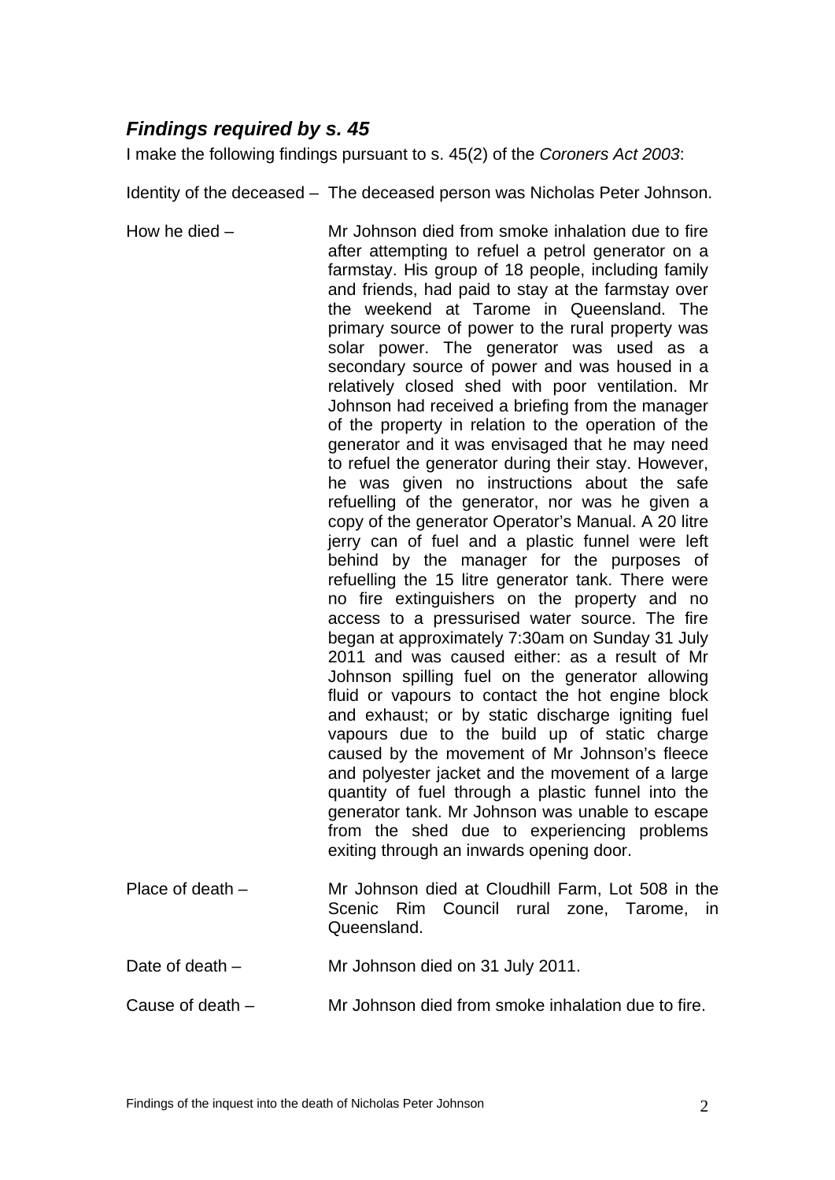## *Findings required by s. 45*

I make the following findings pursuant to s. 45(2) of the *Coroners Act 2003*:

Identity of the deceased – The deceased person was Nicholas Peter Johnson.

How he died – Mr Johnson died from smoke inhalation due to fire after attempting to refuel a petrol generator on a farmstay. His group of 18 people, including family and friends, had paid to stay at the farmstay over the weekend at Tarome in Queensland. The primary source of power to the rural property was solar power. The generator was used as a secondary source of power and was housed in a relatively closed shed with poor ventilation. Mr Johnson had received a briefing from the manager of the property in relation to the operation of the generator and it was envisaged that he may need to refuel the generator during their stay. However, he was given no instructions about the safe refuelling of the generator, nor was he given a copy of the generator Operator's Manual. A 20 litre jerry can of fuel and a plastic funnel were left behind by the manager for the purposes of refuelling the 15 litre generator tank. There were no fire extinguishers on the property and no access to a pressurised water source. The fire began at approximately 7:30am on Sunday 31 July 2011 and was caused either: as a result of Mr Johnson spilling fuel on the generator allowing fluid or vapours to contact the hot engine block and exhaust; or by static discharge igniting fuel vapours due to the build up of static charge caused by the movement of Mr Johnson's fleece and polyester jacket and the movement of a large quantity of fuel through a plastic funnel into the generator tank. Mr Johnson was unable to escape from the shed due to experiencing problems exiting through an inwards opening door.

Place of death – Mr Johnson died at Cloudhill Farm, Lot 508 in the Scenic Rim Council rural zone, Tarome, in Queensland.

Date of death – Mr Johnson died on 31 July 2011.

Cause of death – Mr Johnson died from smoke inhalation due to fire.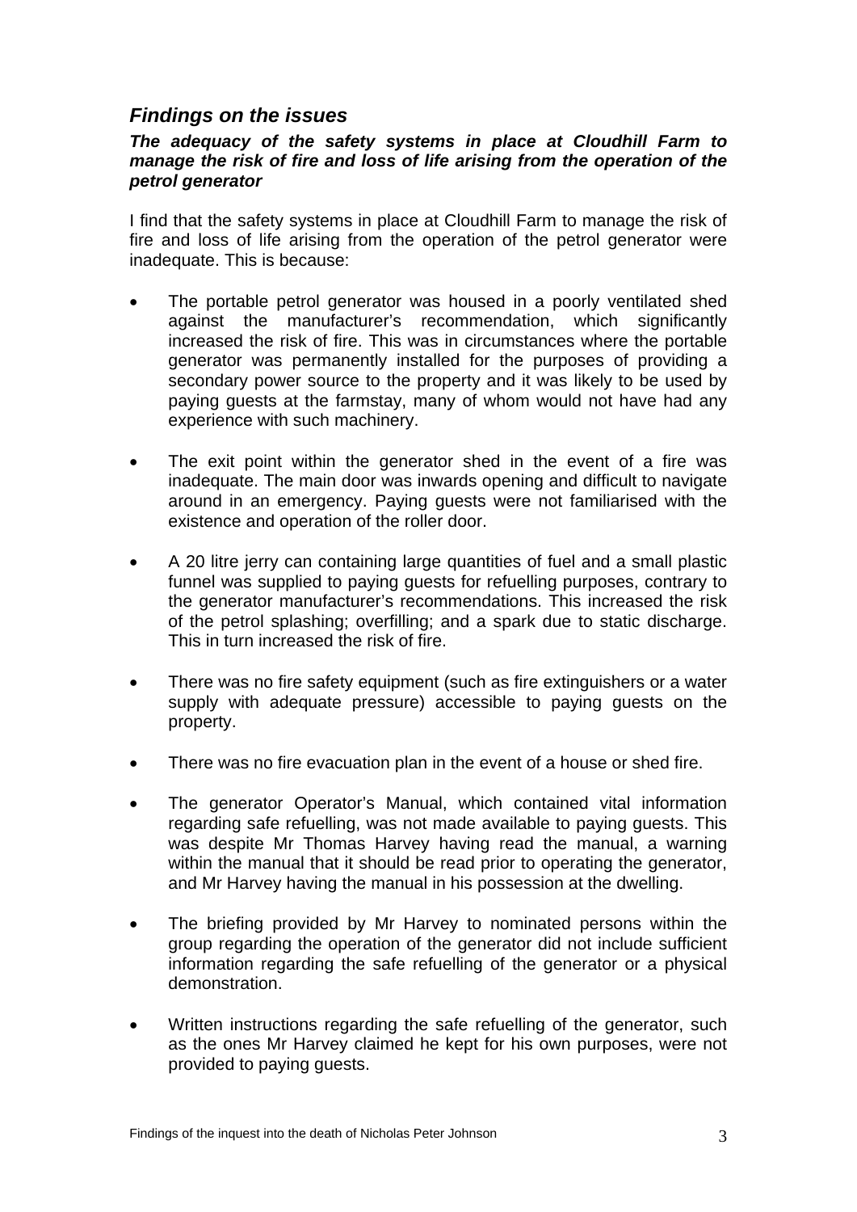## *Findings on the issues*

### *The adequacy of the safety systems in place at Cloudhill Farm to manage the risk of fire and loss of life arising from the operation of the petrol generator*

I find that the safety systems in place at Cloudhill Farm to manage the risk of fire and loss of life arising from the operation of the petrol generator were inadequate. This is because:

- The portable petrol generator was housed in a poorly ventilated shed against the manufacturer's recommendation, which significantly increased the risk of fire. This was in circumstances where the portable generator was permanently installed for the purposes of providing a secondary power source to the property and it was likely to be used by paying guests at the farmstay, many of whom would not have had any experience with such machinery.

- The exit point within the generator shed in the event of a fire was inadequate. The main door was inwards opening and difficult to navigate around in an emergency. Paying guests were not familiarised with the existence and operation of the roller door.

- A 20 litre jerry can containing large quantities of fuel and a small plastic funnel was supplied to paying guests for refuelling purposes, contrary to the generator manufacturer's recommendations. This increased the risk of the petrol splashing; overfilling; and a spark due to static discharge. This in turn increased the risk of fire.

- There was no fire safety equipment (such as fire extinguishers or a water supply with adequate pressure) accessible to paying guests on the property.

- There was no fire evacuation plan in the event of a house or shed fire.

- The generator Operator's Manual, which contained vital information regarding safe refuelling, was not made available to paying guests. This was despite Mr Thomas Harvey having read the manual, a warning within the manual that it should be read prior to operating the generator, and Mr Harvey having the manual in his possession at the dwelling.

- The briefing provided by Mr Harvey to nominated persons within the group regarding the operation of the generator did not include sufficient information regarding the safe refuelling of the generator or a physical demonstration.

- Written instructions regarding the safe refuelling of the generator, such as the ones Mr Harvey claimed he kept for his own purposes, were not provided to paying guests.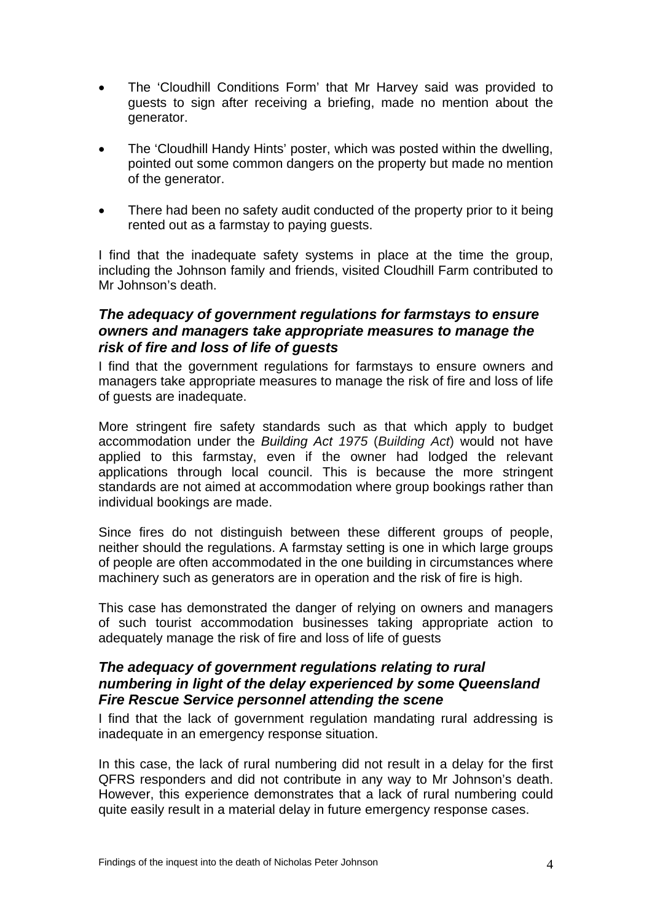- The 'Cloudhill Conditions Form' that Mr Harvey said was provided to guests to sign after receiving a briefing, made no mention about the generator.

- The 'Cloudhill Handy Hints' poster, which was posted within the dwelling, pointed out some common dangers on the property but made no mention of the generator.

- There had been no safety audit conducted of the property prior to it being rented out as a farmstay to paying guests.

I find that the inadequate safety systems in place at the time the group, including the Johnson family and friends, visited Cloudhill Farm contributed to Mr Johnson's death.

### *The adequacy of government regulations for farmstays to ensure owners and managers take appropriate measures to manage the risk of fire and loss of life of guests*

I find that the government regulations for farmstays to ensure owners and managers take appropriate measures to manage the risk of fire and loss of life of guests are inadequate.

More stringent fire safety standards such as that which apply to budget accommodation under the *Building Act 1975* (*Building Act*) would not have applied to this farmstay, even if the owner had lodged the relevant applications through local council. This is because the more stringent standards are not aimed at accommodation where group bookings rather than individual bookings are made.

Since fires do not distinguish between these different groups of people, neither should the regulations. A farmstay setting is one in which large groups of people are often accommodated in the one building in circumstances where machinery such as generators are in operation and the risk of fire is high.

This case has demonstrated the danger of relying on owners and managers of such tourist accommodation businesses taking appropriate action to adequately manage the risk of fire and loss of life of guests

### *The adequacy of government regulations relating to rural numbering in light of the delay experienced by some Queensland Fire Rescue Service personnel attending the scene*

I find that the lack of government regulation mandating rural addressing is inadequate in an emergency response situation.

In this case, the lack of rural numbering did not result in a delay for the first QFRS responders and did not contribute in any way to Mr Johnson's death. However, this experience demonstrates that a lack of rural numbering could quite easily result in a material delay in future emergency response cases.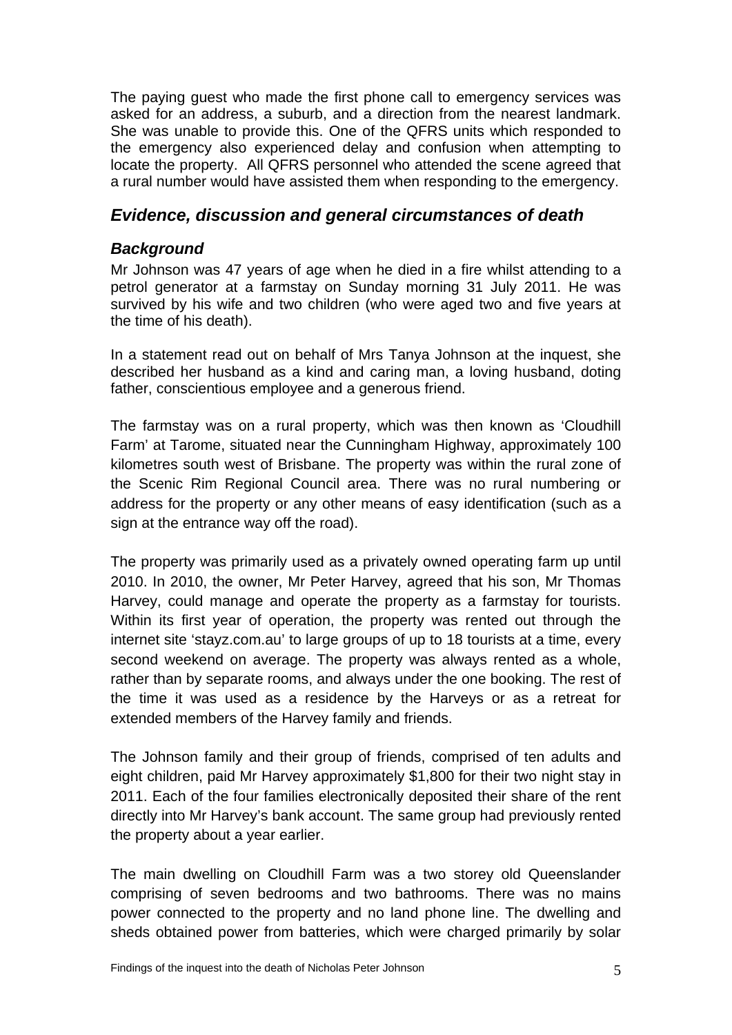The paying guest who made the first phone call to emergency services was asked for an address, a suburb, and a direction from the nearest landmark. She was unable to provide this. One of the QFRS units which responded to the emergency also experienced delay and confusion when attempting to locate the property. All QFRS personnel who attended the scene agreed that a rural number would have assisted them when responding to the emergency.

## *Evidence, discussion and general circumstances of death*

### *Background*

Mr Johnson was 47 years of age when he died in a fire whilst attending to a petrol generator at a farmstay on Sunday morning 31 July 2011. He was survived by his wife and two children (who were aged two and five years at the time of his death).

In a statement read out on behalf of Mrs Tanya Johnson at the inquest, she described her husband as a kind and caring man, a loving husband, doting father, conscientious employee and a generous friend.

The farmstay was on a rural property, which was then known as 'Cloudhill Farm' at Tarome, situated near the Cunningham Highway, approximately 100 kilometres south west of Brisbane. The property was within the rural zone of the Scenic Rim Regional Council area. There was no rural numbering or address for the property or any other means of easy identification (such as a sign at the entrance way off the road).

The property was primarily used as a privately owned operating farm up until 2010. In 2010, the owner, Mr Peter Harvey, agreed that his son, Mr Thomas Harvey, could manage and operate the property as a farmstay for tourists. Within its first year of operation, the property was rented out through the internet site 'stayz.com.au' to large groups of up to 18 tourists at a time, every second weekend on average. The property was always rented as a whole, rather than by separate rooms, and always under the one booking. The rest of the time it was used as a residence by the Harveys or as a retreat for extended members of the Harvey family and friends.

The Johnson family and their group of friends, comprised of ten adults and eight children, paid Mr Harvey approximately $1,800 for their two night stay in 2011. Each of the four families electronically deposited their share of the rent directly into Mr Harvey's bank account. The same group had previously rented the property about a year earlier.

The main dwelling on Cloudhill Farm was a two storey old Queenslander comprising of seven bedrooms and two bathrooms. There was no mains power connected to the property and no land phone line. The dwelling and sheds obtained power from batteries, which were charged primarily by solar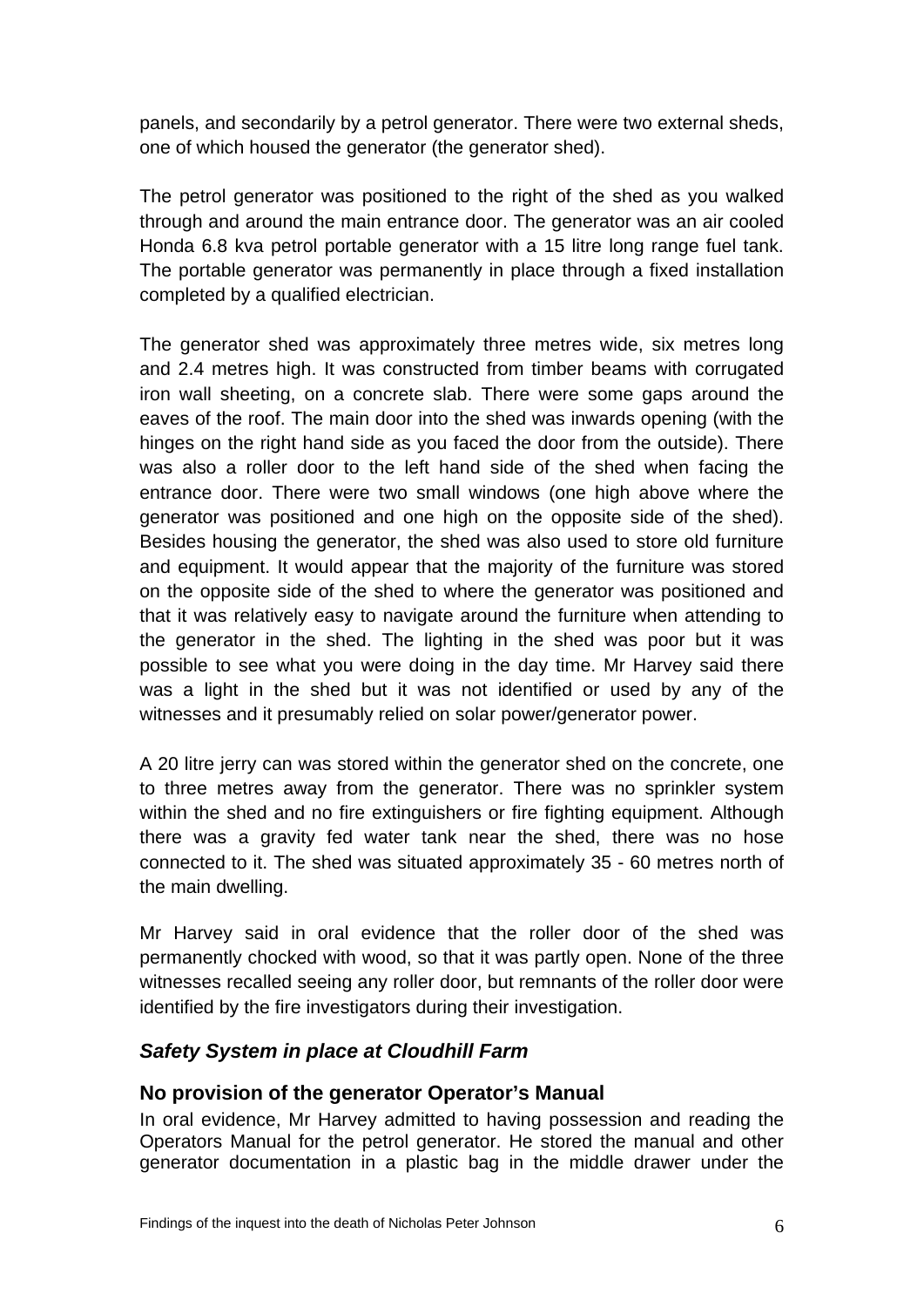panels, and secondarily by a petrol generator. There were two external sheds, one of which housed the generator (the generator shed).

The petrol generator was positioned to the right of the shed as you walked through and around the main entrance door. The generator was an air cooled Honda 6.8 kva petrol portable generator with a 15 litre long range fuel tank. The portable generator was permanently in place through a fixed installation completed by a qualified electrician.

The generator shed was approximately three metres wide, six metres long and 2.4 metres high. It was constructed from timber beams with corrugated iron wall sheeting, on a concrete slab. There were some gaps around the eaves of the roof. The main door into the shed was inwards opening (with the hinges on the right hand side as you faced the door from the outside). There was also a roller door to the left hand side of the shed when facing the entrance door. There were two small windows (one high above where the generator was positioned and one high on the opposite side of the shed). Besides housing the generator, the shed was also used to store old furniture and equipment. It would appear that the majority of the furniture was stored on the opposite side of the shed to where the generator was positioned and that it was relatively easy to navigate around the furniture when attending to the generator in the shed. The lighting in the shed was poor but it was possible to see what you were doing in the day time. Mr Harvey said there was a light in the shed but it was not identified or used by any of the witnesses and it presumably relied on solar power/generator power.

A 20 litre jerry can was stored within the generator shed on the concrete, one to three metres away from the generator. There was no sprinkler system within the shed and no fire extinguishers or fire fighting equipment. Although there was a gravity fed water tank near the shed, there was no hose connected to it. The shed was situated approximately 35 - 60 metres north of the main dwelling.

Mr Harvey said in oral evidence that the roller door of the shed was permanently chocked with wood, so that it was partly open. None of the three witnesses recalled seeing any roller door, but remnants of the roller door were identified by the fire investigators during their investigation.

### *Safety System in place at Cloudhill Farm*

#### No provision of the generator Operator's Manual

In oral evidence, Mr Harvey admitted to having possession and reading the Operators Manual for the petrol generator. He stored the manual and other generator documentation in a plastic bag in the middle drawer under the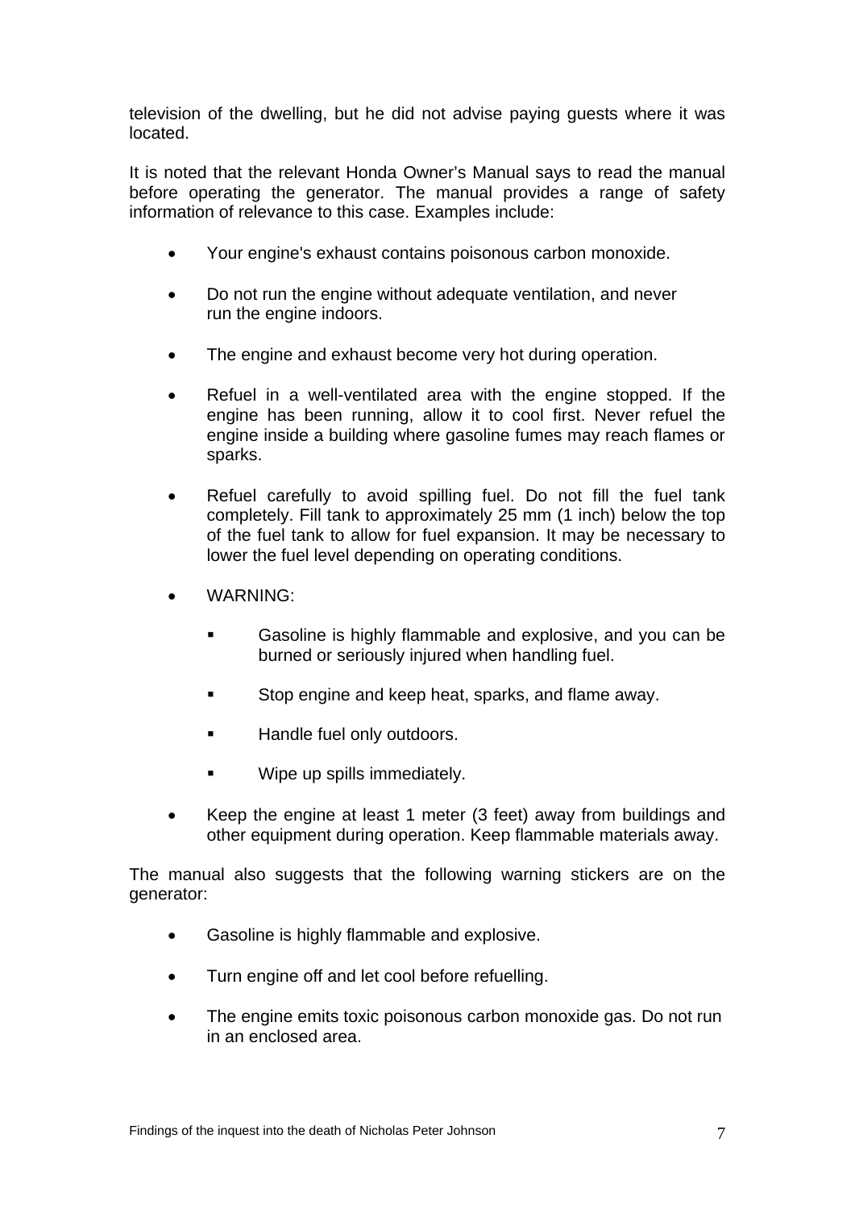television of the dwelling, but he did not advise paying guests where it was located.

It is noted that the relevant Honda Owner's Manual says to read the manual before operating the generator. The manual provides a range of safety information of relevance to this case. Examples include:

- Your engine's exhaust contains poisonous carbon monoxide.
- Do not run the engine without adequate ventilation, and never run the engine indoors.
- The engine and exhaust become very hot during operation.
- Refuel in a well-ventilated area with the engine stopped. If the engine has been running, allow it to cool first. Never refuel the engine inside a building where gasoline fumes may reach flames or sparks.
- Refuel carefully to avoid spilling fuel. Do not fill the fuel tank completely. Fill tank to approximately 25 mm (1 inch) below the top of the fuel tank to allow for fuel expansion. It may be necessary to lower the fuel level depending on operating conditions.
- WARNING:
  - Gasoline is highly flammable and explosive, and you can be burned or seriously injured when handling fuel.
  - Stop engine and keep heat, sparks, and flame away.
  - Handle fuel only outdoors.
  - Wipe up spills immediately.
- Keep the engine at least 1 meter (3 feet) away from buildings and other equipment during operation. Keep flammable materials away.

The manual also suggests that the following warning stickers are on the generator:

- Gasoline is highly flammable and explosive.
- Turn engine off and let cool before refuelling.
- The engine emits toxic poisonous carbon monoxide gas. Do not run in an enclosed area.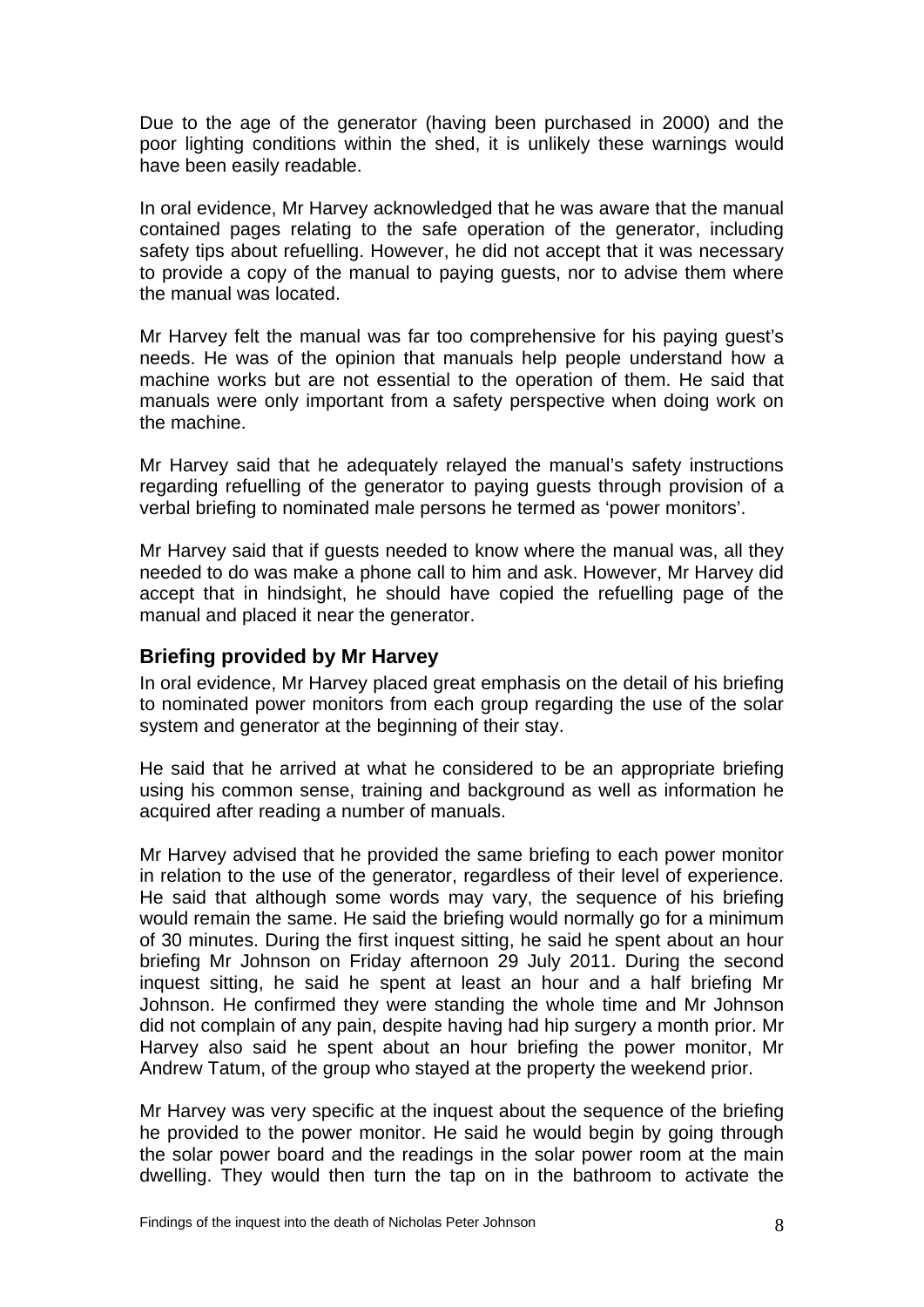Due to the age of the generator (having been purchased in 2000) and the poor lighting conditions within the shed, it is unlikely these warnings would have been easily readable.

In oral evidence, Mr Harvey acknowledged that he was aware that the manual contained pages relating to the safe operation of the generator, including safety tips about refuelling. However, he did not accept that it was necessary to provide a copy of the manual to paying guests, nor to advise them where the manual was located.

Mr Harvey felt the manual was far too comprehensive for his paying guest's needs. He was of the opinion that manuals help people understand how a machine works but are not essential to the operation of them. He said that manuals were only important from a safety perspective when doing work on the machine.

Mr Harvey said that he adequately relayed the manual's safety instructions regarding refuelling of the generator to paying guests through provision of a verbal briefing to nominated male persons he termed as 'power monitors'.

Mr Harvey said that if guests needed to know where the manual was, all they needed to do was make a phone call to him and ask. However, Mr Harvey did accept that in hindsight, he should have copied the refuelling page of the manual and placed it near the generator.

## Briefing provided by Mr Harvey

In oral evidence, Mr Harvey placed great emphasis on the detail of his briefing to nominated power monitors from each group regarding the use of the solar system and generator at the beginning of their stay.

He said that he arrived at what he considered to be an appropriate briefing using his common sense, training and background as well as information he acquired after reading a number of manuals.

Mr Harvey advised that he provided the same briefing to each power monitor in relation to the use of the generator, regardless of their level of experience. He said that although some words may vary, the sequence of his briefing would remain the same. He said the briefing would normally go for a minimum of 30 minutes. During the first inquest sitting, he said he spent about an hour briefing Mr Johnson on Friday afternoon 29 July 2011. During the second inquest sitting, he said he spent at least an hour and a half briefing Mr Johnson. He confirmed they were standing the whole time and Mr Johnson did not complain of any pain, despite having had hip surgery a month prior. Mr Harvey also said he spent about an hour briefing the power monitor, Mr Andrew Tatum, of the group who stayed at the property the weekend prior.

Mr Harvey was very specific at the inquest about the sequence of the briefing he provided to the power monitor. He said he would begin by going through the solar power board and the readings in the solar power room at the main dwelling. They would then turn the tap on in the bathroom to activate the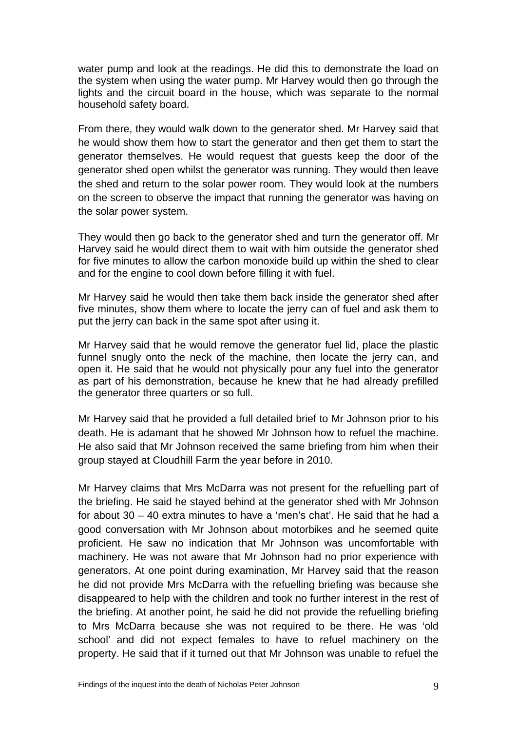water pump and look at the readings. He did this to demonstrate the load on the system when using the water pump. Mr Harvey would then go through the lights and the circuit board in the house, which was separate to the normal household safety board.

From there, they would walk down to the generator shed. Mr Harvey said that he would show them how to start the generator and then get them to start the generator themselves. He would request that guests keep the door of the generator shed open whilst the generator was running. They would then leave the shed and return to the solar power room. They would look at the numbers on the screen to observe the impact that running the generator was having on the solar power system.

They would then go back to the generator shed and turn the generator off. Mr Harvey said he would direct them to wait with him outside the generator shed for five minutes to allow the carbon monoxide build up within the shed to clear and for the engine to cool down before filling it with fuel.

Mr Harvey said he would then take them back inside the generator shed after five minutes, show them where to locate the jerry can of fuel and ask them to put the jerry can back in the same spot after using it.

Mr Harvey said that he would remove the generator fuel lid, place the plastic funnel snugly onto the neck of the machine, then locate the jerry can, and open it. He said that he would not physically pour any fuel into the generator as part of his demonstration, because he knew that he had already prefilled the generator three quarters or so full.

Mr Harvey said that he provided a full detailed brief to Mr Johnson prior to his death. He is adamant that he showed Mr Johnson how to refuel the machine. He also said that Mr Johnson received the same briefing from him when their group stayed at Cloudhill Farm the year before in 2010.

Mr Harvey claims that Mrs McDarra was not present for the refuelling part of the briefing. He said he stayed behind at the generator shed with Mr Johnson for about 30 – 40 extra minutes to have a 'men's chat'. He said that he had a good conversation with Mr Johnson about motorbikes and he seemed quite proficient. He saw no indication that Mr Johnson was uncomfortable with machinery. He was not aware that Mr Johnson had no prior experience with generators. At one point during examination, Mr Harvey said that the reason he did not provide Mrs McDarra with the refuelling briefing was because she disappeared to help with the children and took no further interest in the rest of the briefing. At another point, he said he did not provide the refuelling briefing to Mrs McDarra because she was not required to be there. He was 'old school' and did not expect females to have to refuel machinery on the property. He said that if it turned out that Mr Johnson was unable to refuel the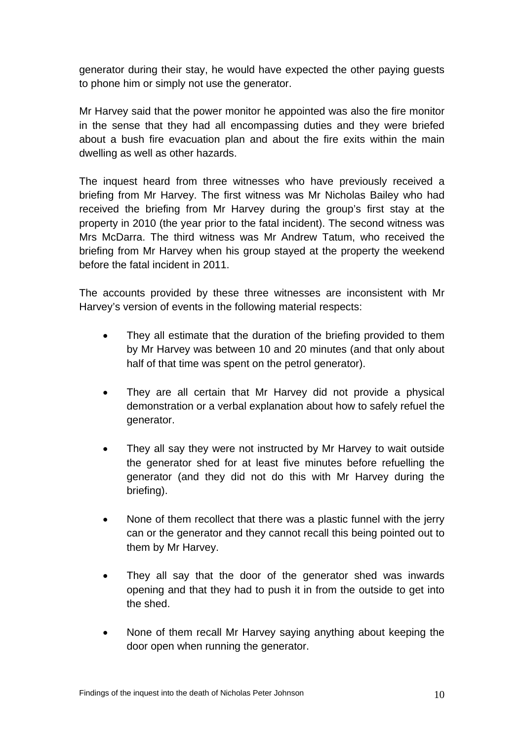generator during their stay, he would have expected the other paying guests to phone him or simply not use the generator.

Mr Harvey said that the power monitor he appointed was also the fire monitor in the sense that they had all encompassing duties and they were briefed about a bush fire evacuation plan and about the fire exits within the main dwelling as well as other hazards.

The inquest heard from three witnesses who have previously received a briefing from Mr Harvey. The first witness was Mr Nicholas Bailey who had received the briefing from Mr Harvey during the group's first stay at the property in 2010 (the year prior to the fatal incident). The second witness was Mrs McDarra. The third witness was Mr Andrew Tatum, who received the briefing from Mr Harvey when his group stayed at the property the weekend before the fatal incident in 2011.

The accounts provided by these three witnesses are inconsistent with Mr Harvey's version of events in the following material respects:

- They all estimate that the duration of the briefing provided to them by Mr Harvey was between 10 and 20 minutes (and that only about half of that time was spent on the petrol generator).
- They are all certain that Mr Harvey did not provide a physical demonstration or a verbal explanation about how to safely refuel the generator.
- They all say they were not instructed by Mr Harvey to wait outside the generator shed for at least five minutes before refuelling the generator (and they did not do this with Mr Harvey during the briefing).
- None of them recollect that there was a plastic funnel with the jerry can or the generator and they cannot recall this being pointed out to them by Mr Harvey.
- They all say that the door of the generator shed was inwards opening and that they had to push it in from the outside to get into the shed.
- None of them recall Mr Harvey saying anything about keeping the door open when running the generator.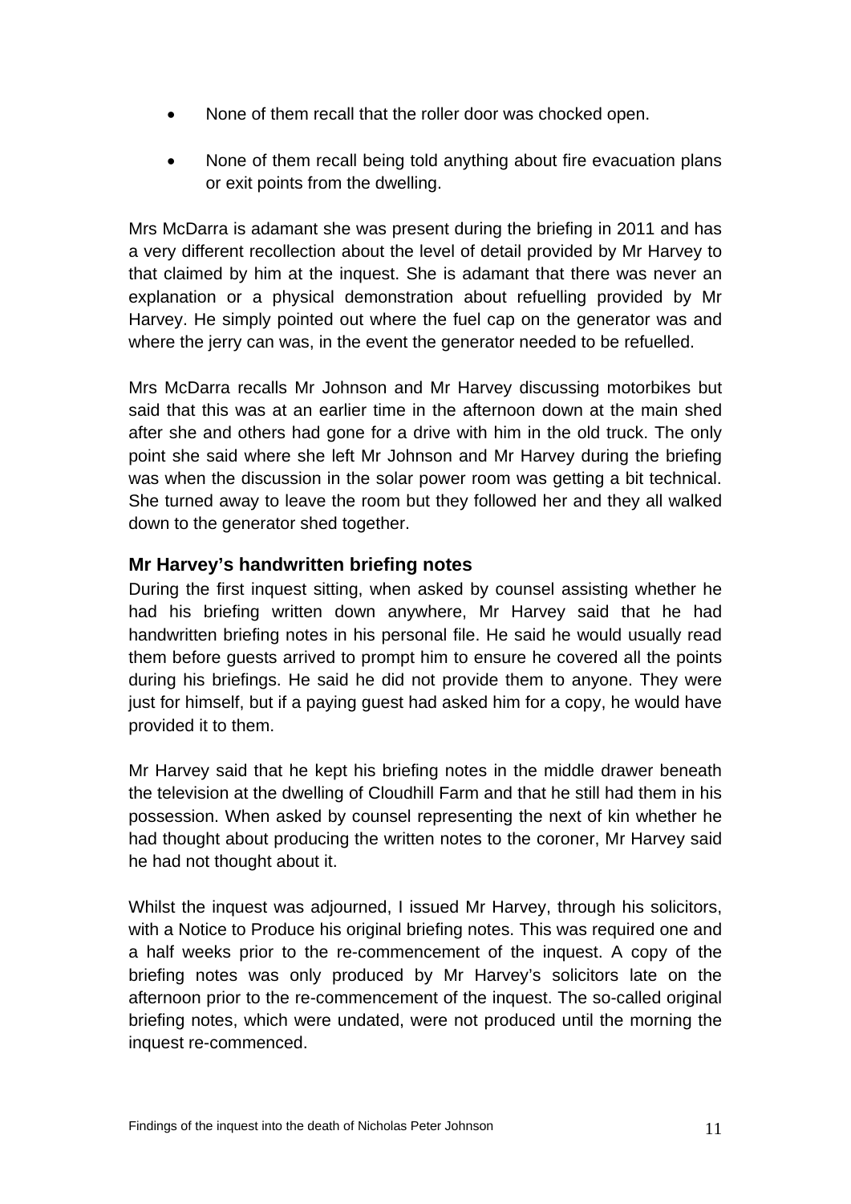- None of them recall that the roller door was chocked open.
- None of them recall being told anything about fire evacuation plans or exit points from the dwelling.

Mrs McDarra is adamant she was present during the briefing in 2011 and has a very different recollection about the level of detail provided by Mr Harvey to that claimed by him at the inquest. She is adamant that there was never an explanation or a physical demonstration about refuelling provided by Mr Harvey. He simply pointed out where the fuel cap on the generator was and where the jerry can was, in the event the generator needed to be refuelled.

Mrs McDarra recalls Mr Johnson and Mr Harvey discussing motorbikes but said that this was at an earlier time in the afternoon down at the main shed after she and others had gone for a drive with him in the old truck. The only point she said where she left Mr Johnson and Mr Harvey during the briefing was when the discussion in the solar power room was getting a bit technical. She turned away to leave the room but they followed her and they all walked down to the generator shed together.

### Mr Harvey's handwritten briefing notes

During the first inquest sitting, when asked by counsel assisting whether he had his briefing written down anywhere, Mr Harvey said that he had handwritten briefing notes in his personal file. He said he would usually read them before guests arrived to prompt him to ensure he covered all the points during his briefings. He said he did not provide them to anyone. They were just for himself, but if a paying guest had asked him for a copy, he would have provided it to them.

Mr Harvey said that he kept his briefing notes in the middle drawer beneath the television at the dwelling of Cloudhill Farm and that he still had them in his possession. When asked by counsel representing the next of kin whether he had thought about producing the written notes to the coroner, Mr Harvey said he had not thought about it.

Whilst the inquest was adjourned, I issued Mr Harvey, through his solicitors, with a Notice to Produce his original briefing notes. This was required one and a half weeks prior to the re-commencement of the inquest. A copy of the briefing notes was only produced by Mr Harvey's solicitors late on the afternoon prior to the re-commencement of the inquest. The so-called original briefing notes, which were undated, were not produced until the morning the inquest re-commenced.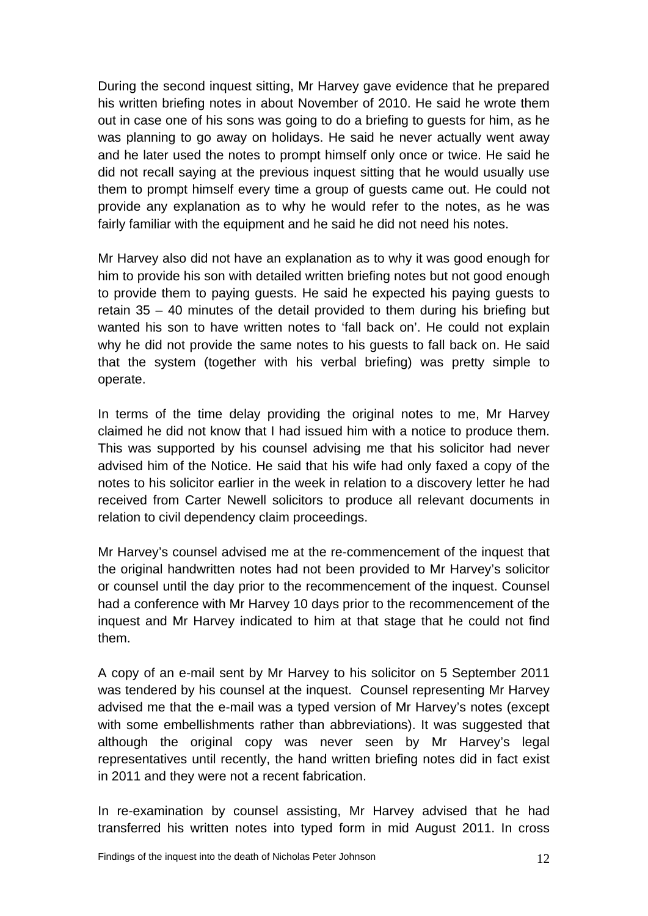During the second inquest sitting, Mr Harvey gave evidence that he prepared his written briefing notes in about November of 2010. He said he wrote them out in case one of his sons was going to do a briefing to guests for him, as he was planning to go away on holidays. He said he never actually went away and he later used the notes to prompt himself only once or twice. He said he did not recall saying at the previous inquest sitting that he would usually use them to prompt himself every time a group of guests came out. He could not provide any explanation as to why he would refer to the notes, as he was fairly familiar with the equipment and he said he did not need his notes.

Mr Harvey also did not have an explanation as to why it was good enough for him to provide his son with detailed written briefing notes but not good enough to provide them to paying guests. He said he expected his paying guests to retain 35 – 40 minutes of the detail provided to them during his briefing but wanted his son to have written notes to 'fall back on'. He could not explain why he did not provide the same notes to his guests to fall back on. He said that the system (together with his verbal briefing) was pretty simple to operate.

In terms of the time delay providing the original notes to me, Mr Harvey claimed he did not know that I had issued him with a notice to produce them. This was supported by his counsel advising me that his solicitor had never advised him of the Notice. He said that his wife had only faxed a copy of the notes to his solicitor earlier in the week in relation to a discovery letter he had received from Carter Newell solicitors to produce all relevant documents in relation to civil dependency claim proceedings.

Mr Harvey's counsel advised me at the re-commencement of the inquest that the original handwritten notes had not been provided to Mr Harvey's solicitor or counsel until the day prior to the recommencement of the inquest. Counsel had a conference with Mr Harvey 10 days prior to the recommencement of the inquest and Mr Harvey indicated to him at that stage that he could not find them.

A copy of an e-mail sent by Mr Harvey to his solicitor on 5 September 2011 was tendered by his counsel at the inquest. Counsel representing Mr Harvey advised me that the e-mail was a typed version of Mr Harvey's notes (except with some embellishments rather than abbreviations). It was suggested that although the original copy was never seen by Mr Harvey's legal representatives until recently, the hand written briefing notes did in fact exist in 2011 and they were not a recent fabrication.

In re-examination by counsel assisting, Mr Harvey advised that he had transferred his written notes into typed form in mid August 2011. In cross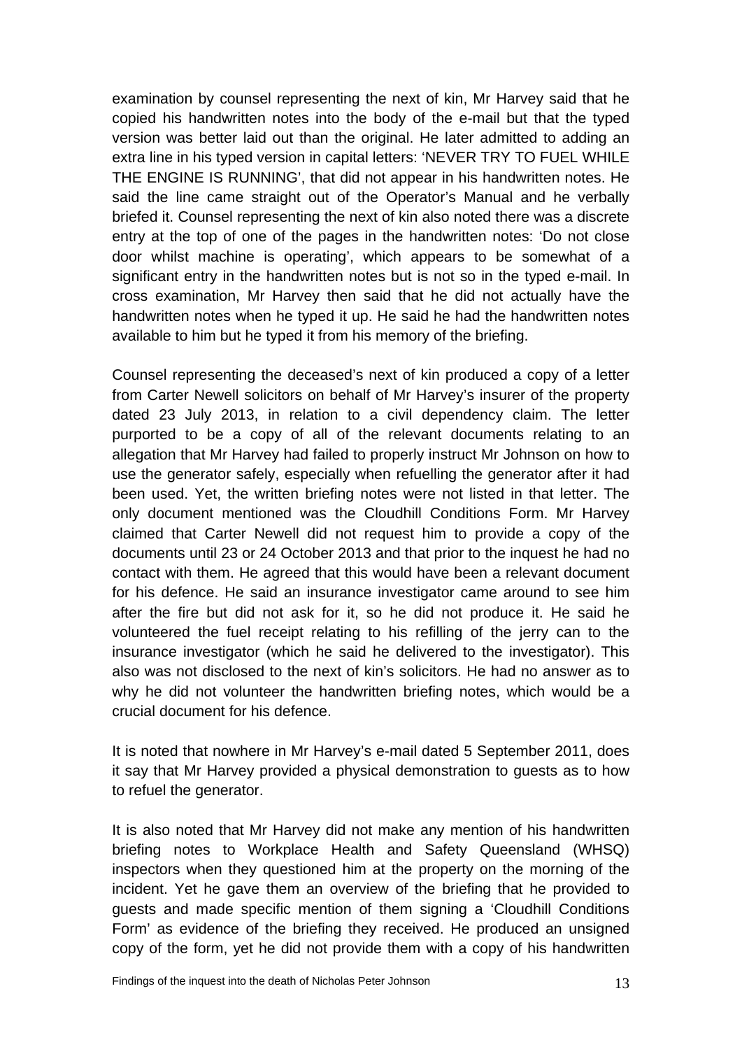examination by counsel representing the next of kin, Mr Harvey said that he copied his handwritten notes into the body of the e-mail but that the typed version was better laid out than the original. He later admitted to adding an extra line in his typed version in capital letters: 'NEVER TRY TO FUEL WHILE THE ENGINE IS RUNNING', that did not appear in his handwritten notes. He said the line came straight out of the Operator's Manual and he verbally briefed it. Counsel representing the next of kin also noted there was a discrete entry at the top of one of the pages in the handwritten notes: 'Do not close door whilst machine is operating', which appears to be somewhat of a significant entry in the handwritten notes but is not so in the typed e-mail. In cross examination, Mr Harvey then said that he did not actually have the handwritten notes when he typed it up. He said he had the handwritten notes available to him but he typed it from his memory of the briefing.

Counsel representing the deceased's next of kin produced a copy of a letter from Carter Newell solicitors on behalf of Mr Harvey's insurer of the property dated 23 July 2013, in relation to a civil dependency claim. The letter purported to be a copy of all of the relevant documents relating to an allegation that Mr Harvey had failed to properly instruct Mr Johnson on how to use the generator safely, especially when refuelling the generator after it had been used. Yet, the written briefing notes were not listed in that letter. The only document mentioned was the Cloudhill Conditions Form. Mr Harvey claimed that Carter Newell did not request him to provide a copy of the documents until 23 or 24 October 2013 and that prior to the inquest he had no contact with them. He agreed that this would have been a relevant document for his defence. He said an insurance investigator came around to see him after the fire but did not ask for it, so he did not produce it. He said he volunteered the fuel receipt relating to his refilling of the jerry can to the insurance investigator (which he said he delivered to the investigator). This also was not disclosed to the next of kin's solicitors. He had no answer as to why he did not volunteer the handwritten briefing notes, which would be a crucial document for his defence.

It is noted that nowhere in Mr Harvey's e-mail dated 5 September 2011, does it say that Mr Harvey provided a physical demonstration to guests as to how to refuel the generator.

It is also noted that Mr Harvey did not make any mention of his handwritten briefing notes to Workplace Health and Safety Queensland (WHSQ) inspectors when they questioned him at the property on the morning of the incident. Yet he gave them an overview of the briefing that he provided to guests and made specific mention of them signing a 'Cloudhill Conditions Form' as evidence of the briefing they received. He produced an unsigned copy of the form, yet he did not provide them with a copy of his handwritten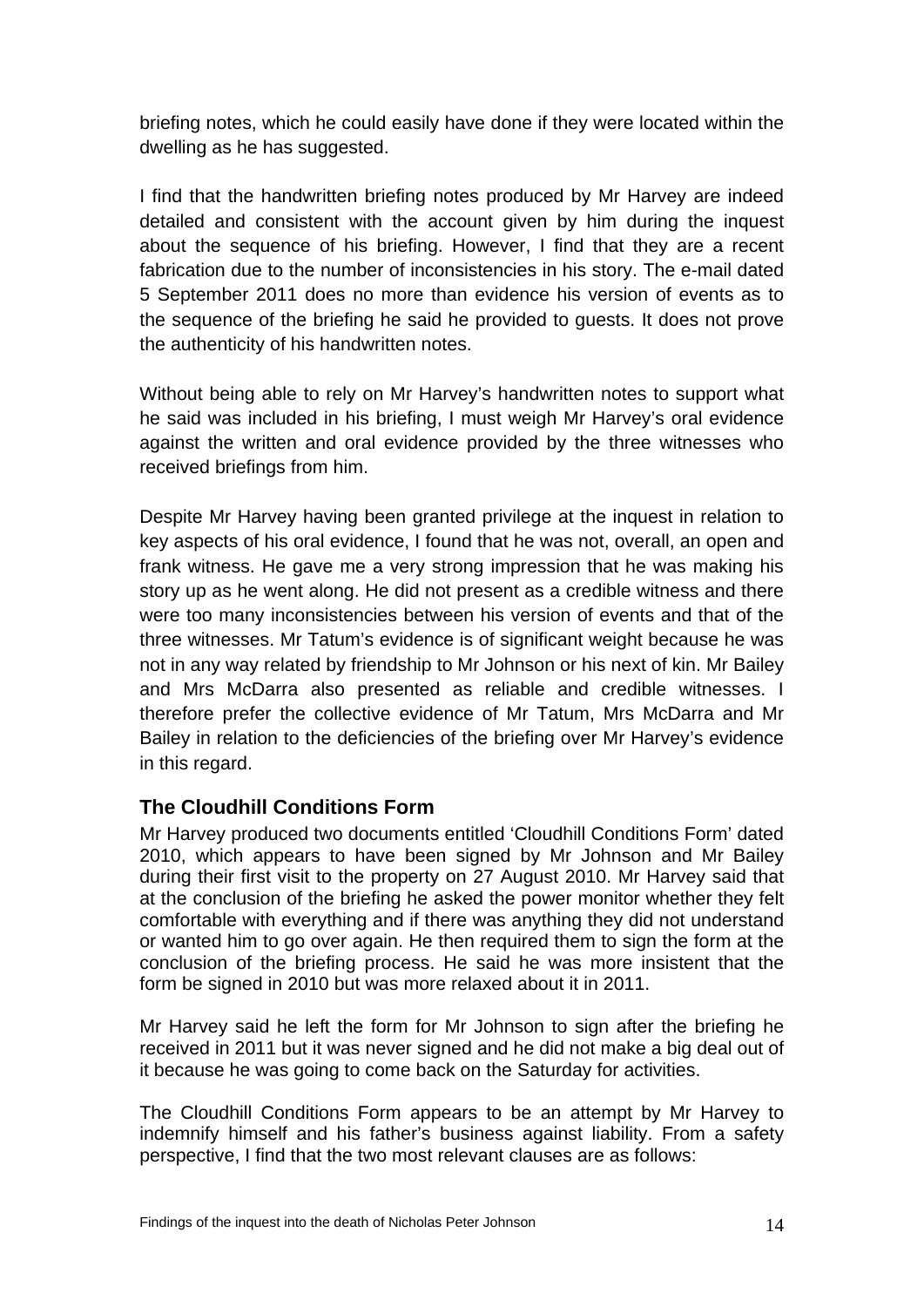briefing notes, which he could easily have done if they were located within the dwelling as he has suggested.

I find that the handwritten briefing notes produced by Mr Harvey are indeed detailed and consistent with the account given by him during the inquest about the sequence of his briefing. However, I find that they are a recent fabrication due to the number of inconsistencies in his story. The e-mail dated 5 September 2011 does no more than evidence his version of events as to the sequence of the briefing he said he provided to guests. It does not prove the authenticity of his handwritten notes.

Without being able to rely on Mr Harvey's handwritten notes to support what he said was included in his briefing, I must weigh Mr Harvey's oral evidence against the written and oral evidence provided by the three witnesses who received briefings from him.

Despite Mr Harvey having been granted privilege at the inquest in relation to key aspects of his oral evidence, I found that he was not, overall, an open and frank witness. He gave me a very strong impression that he was making his story up as he went along. He did not present as a credible witness and there were too many inconsistencies between his version of events and that of the three witnesses. Mr Tatum's evidence is of significant weight because he was not in any way related by friendship to Mr Johnson or his next of kin. Mr Bailey and Mrs McDarra also presented as reliable and credible witnesses. I therefore prefer the collective evidence of Mr Tatum, Mrs McDarra and Mr Bailey in relation to the deficiencies of the briefing over Mr Harvey's evidence in this regard.

### The Cloudhill Conditions Form

Mr Harvey produced two documents entitled 'Cloudhill Conditions Form' dated 2010, which appears to have been signed by Mr Johnson and Mr Bailey during their first visit to the property on 27 August 2010. Mr Harvey said that at the conclusion of the briefing he asked the power monitor whether they felt comfortable with everything and if there was anything they did not understand or wanted him to go over again. He then required them to sign the form at the conclusion of the briefing process. He said he was more insistent that the form be signed in 2010 but was more relaxed about it in 2011.

Mr Harvey said he left the form for Mr Johnson to sign after the briefing he received in 2011 but it was never signed and he did not make a big deal out of it because he was going to come back on the Saturday for activities.

The Cloudhill Conditions Form appears to be an attempt by Mr Harvey to indemnify himself and his father's business against liability. From a safety perspective, I find that the two most relevant clauses are as follows: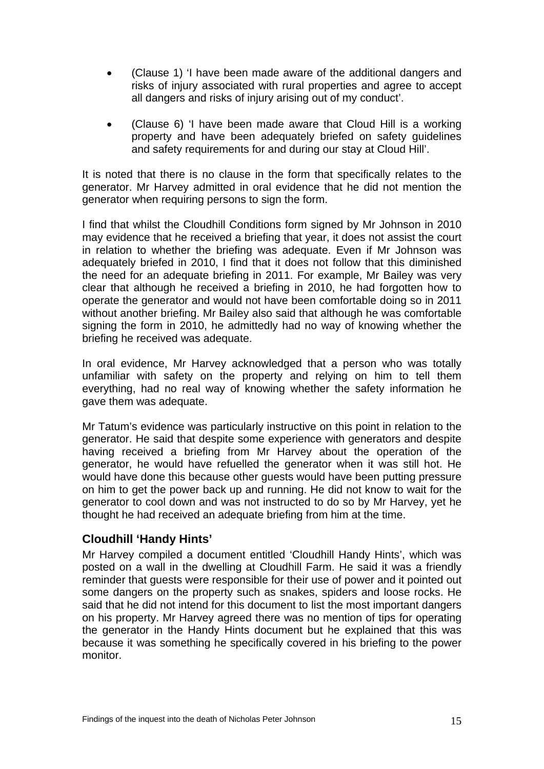- (Clause 1) 'I have been made aware of the additional dangers and risks of injury associated with rural properties and agree to accept all dangers and risks of injury arising out of my conduct'.
- (Clause 6) 'I have been made aware that Cloud Hill is a working property and have been adequately briefed on safety guidelines and safety requirements for and during our stay at Cloud Hill'.

It is noted that there is no clause in the form that specifically relates to the generator. Mr Harvey admitted in oral evidence that he did not mention the generator when requiring persons to sign the form.

I find that whilst the Cloudhill Conditions form signed by Mr Johnson in 2010 may evidence that he received a briefing that year, it does not assist the court in relation to whether the briefing was adequate. Even if Mr Johnson was adequately briefed in 2010, I find that it does not follow that this diminished the need for an adequate briefing in 2011. For example, Mr Bailey was very clear that although he received a briefing in 2010, he had forgotten how to operate the generator and would not have been comfortable doing so in 2011 without another briefing. Mr Bailey also said that although he was comfortable signing the form in 2010, he admittedly had no way of knowing whether the briefing he received was adequate.

In oral evidence, Mr Harvey acknowledged that a person who was totally unfamiliar with safety on the property and relying on him to tell them everything, had no real way of knowing whether the safety information he gave them was adequate.

Mr Tatum's evidence was particularly instructive on this point in relation to the generator. He said that despite some experience with generators and despite having received a briefing from Mr Harvey about the operation of the generator, he would have refuelled the generator when it was still hot. He would have done this because other guests would have been putting pressure on him to get the power back up and running. He did not know to wait for the generator to cool down and was not instructed to do so by Mr Harvey, yet he thought he had received an adequate briefing from him at the time.

### Cloudhill 'Handy Hints'

Mr Harvey compiled a document entitled 'Cloudhill Handy Hints', which was posted on a wall in the dwelling at Cloudhill Farm. He said it was a friendly reminder that guests were responsible for their use of power and it pointed out some dangers on the property such as snakes, spiders and loose rocks. He said that he did not intend for this document to list the most important dangers on his property. Mr Harvey agreed there was no mention of tips for operating the generator in the Handy Hints document but he explained that this was because it was something he specifically covered in his briefing to the power monitor.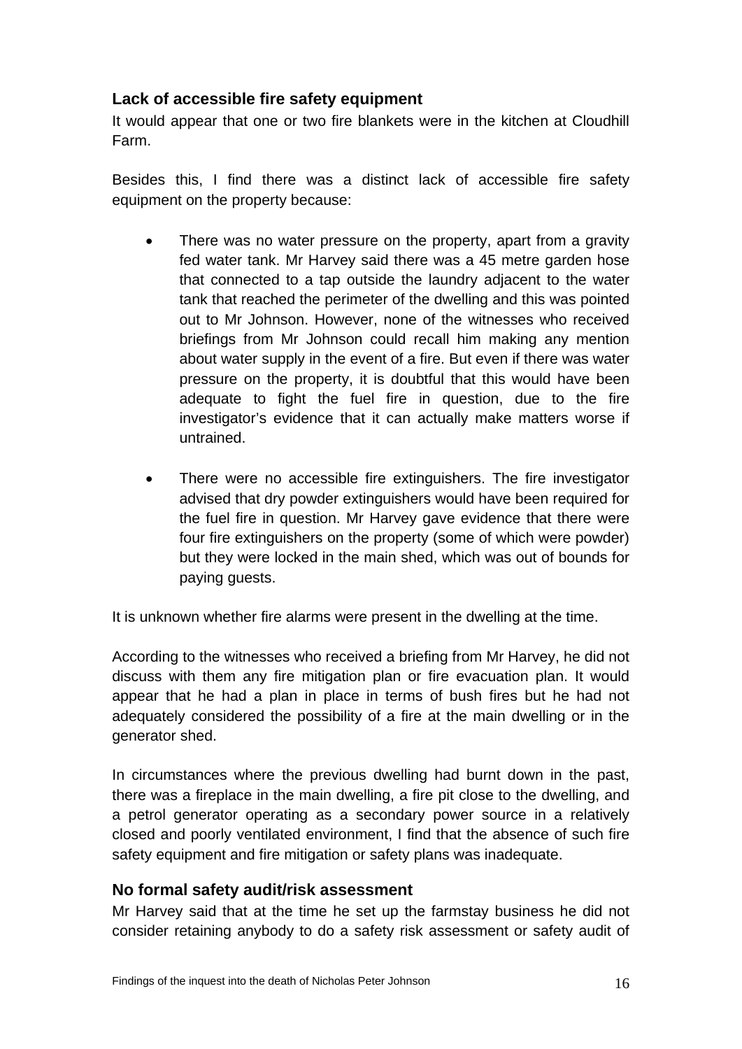## Lack of accessible fire safety equipment

It would appear that one or two fire blankets were in the kitchen at Cloudhill Farm.

Besides this, I find there was a distinct lack of accessible fire safety equipment on the property because:

- There was no water pressure on the property, apart from a gravity fed water tank. Mr Harvey said there was a 45 metre garden hose that connected to a tap outside the laundry adjacent to the water tank that reached the perimeter of the dwelling and this was pointed out to Mr Johnson. However, none of the witnesses who received briefings from Mr Johnson could recall him making any mention about water supply in the event of a fire. But even if there was water pressure on the property, it is doubtful that this would have been adequate to fight the fuel fire in question, due to the fire investigator's evidence that it can actually make matters worse if untrained.

- There were no accessible fire extinguishers. The fire investigator advised that dry powder extinguishers would have been required for the fuel fire in question. Mr Harvey gave evidence that there were four fire extinguishers on the property (some of which were powder) but they were locked in the main shed, which was out of bounds for paying guests.

It is unknown whether fire alarms were present in the dwelling at the time.

According to the witnesses who received a briefing from Mr Harvey, he did not discuss with them any fire mitigation plan or fire evacuation plan. It would appear that he had a plan in place in terms of bush fires but he had not adequately considered the possibility of a fire at the main dwelling or in the generator shed.

In circumstances where the previous dwelling had burnt down in the past, there was a fireplace in the main dwelling, a fire pit close to the dwelling, and a petrol generator operating as a secondary power source in a relatively closed and poorly ventilated environment, I find that the absence of such fire safety equipment and fire mitigation or safety plans was inadequate.

## No formal safety audit/risk assessment

Mr Harvey said that at the time he set up the farmstay business he did not consider retaining anybody to do a safety risk assessment or safety audit of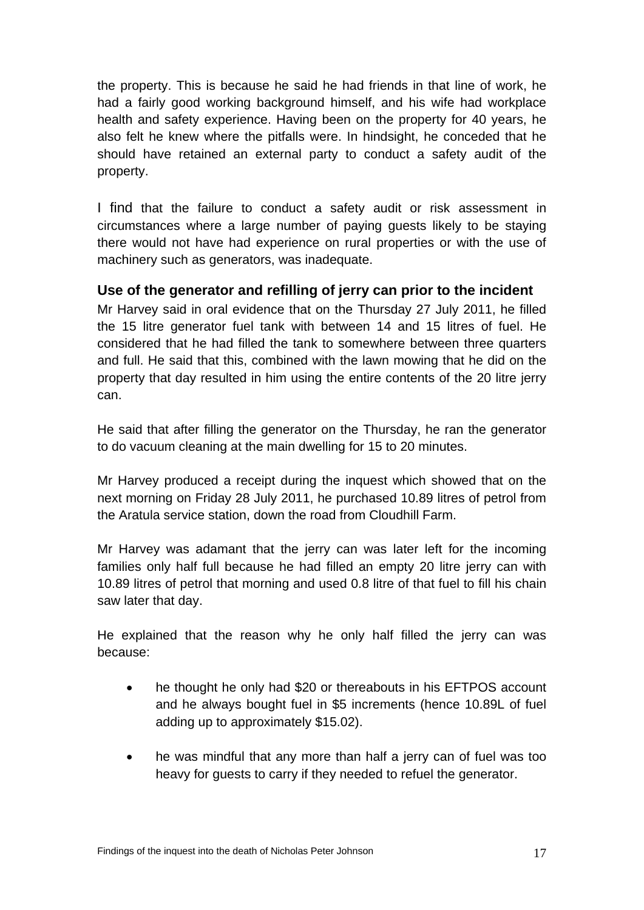the property. This is because he said he had friends in that line of work, he had a fairly good working background himself, and his wife had workplace health and safety experience. Having been on the property for 40 years, he also felt he knew where the pitfalls were. In hindsight, he conceded that he should have retained an external party to conduct a safety audit of the property.

I find that the failure to conduct a safety audit or risk assessment in circumstances where a large number of paying guests likely to be staying there would not have had experience on rural properties or with the use of machinery such as generators, was inadequate.

### Use of the generator and refilling of jerry can prior to the incident

Mr Harvey said in oral evidence that on the Thursday 27 July 2011, he filled the 15 litre generator fuel tank with between 14 and 15 litres of fuel. He considered that he had filled the tank to somewhere between three quarters and full. He said that this, combined with the lawn mowing that he did on the property that day resulted in him using the entire contents of the 20 litre jerry can.

He said that after filling the generator on the Thursday, he ran the generator to do vacuum cleaning at the main dwelling for 15 to 20 minutes.

Mr Harvey produced a receipt during the inquest which showed that on the next morning on Friday 28 July 2011, he purchased 10.89 litres of petrol from the Aratula service station, down the road from Cloudhill Farm.

Mr Harvey was adamant that the jerry can was later left for the incoming families only half full because he had filled an empty 20 litre jerry can with 10.89 litres of petrol that morning and used 0.8 litre of that fuel to fill his chain saw later that day.

He explained that the reason why he only half filled the jerry can was because:

- he thought he only had $20 or thereabouts in his EFTPOS account and he always bought fuel in $5 increments (hence 10.89L of fuel adding up to approximately $15.02).
- he was mindful that any more than half a jerry can of fuel was too heavy for guests to carry if they needed to refuel the generator.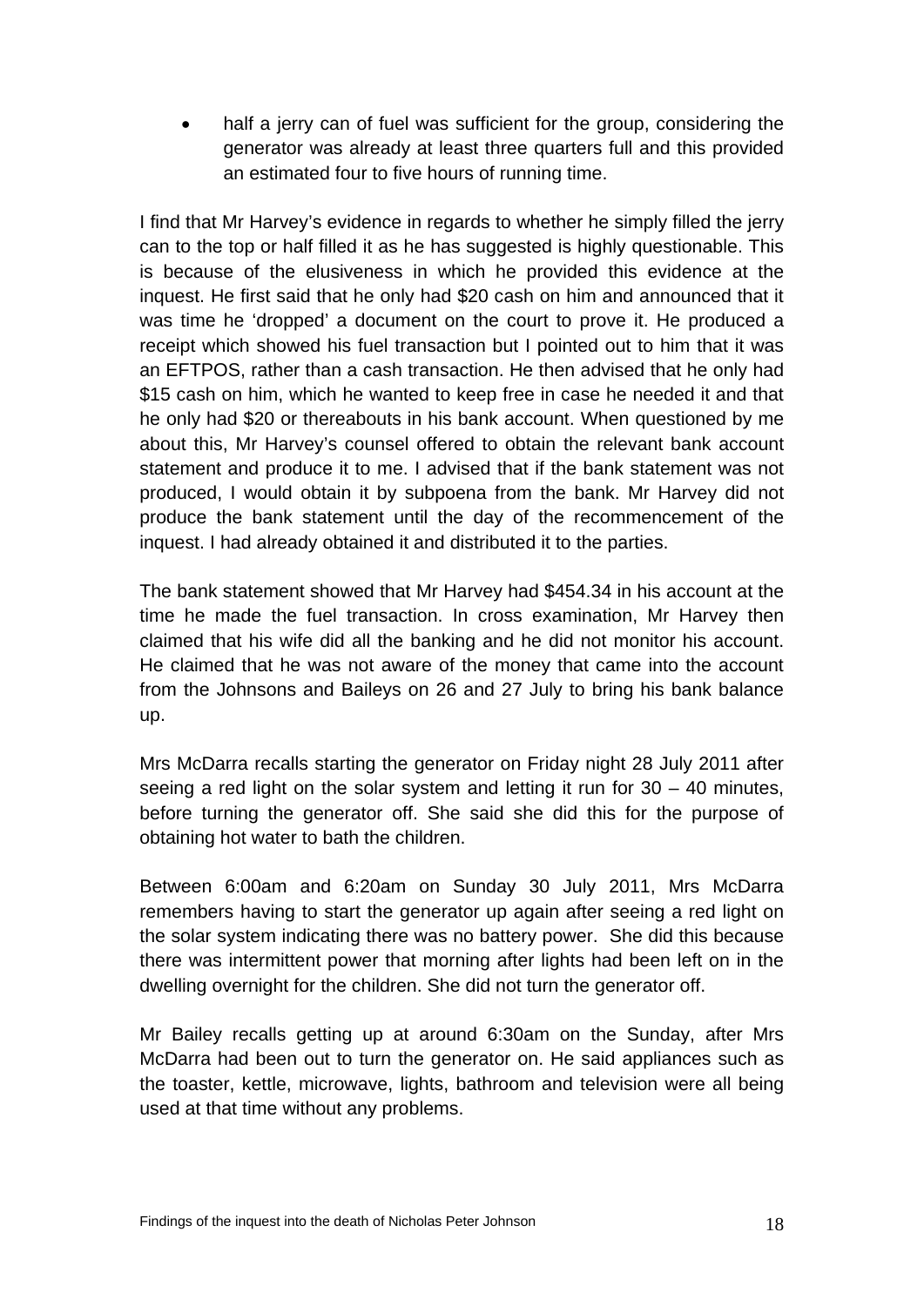- half a jerry can of fuel was sufficient for the group, considering the generator was already at least three quarters full and this provided an estimated four to five hours of running time.

I find that Mr Harvey's evidence in regards to whether he simply filled the jerry can to the top or half filled it as he has suggested is highly questionable. This is because of the elusiveness in which he provided this evidence at the inquest. He first said that he only had $20 cash on him and announced that it was time he 'dropped' a document on the court to prove it. He produced a receipt which showed his fuel transaction but I pointed out to him that it was an EFTPOS, rather than a cash transaction. He then advised that he only had $15 cash on him, which he wanted to keep free in case he needed it and that he only had $20 or thereabouts in his bank account. When questioned by me about this, Mr Harvey's counsel offered to obtain the relevant bank account statement and produce it to me. I advised that if the bank statement was not produced, I would obtain it by subpoena from the bank. Mr Harvey did not produce the bank statement until the day of the recommencement of the inquest. I had already obtained it and distributed it to the parties.

The bank statement showed that Mr Harvey had $454.34 in his account at the time he made the fuel transaction. In cross examination, Mr Harvey then claimed that his wife did all the banking and he did not monitor his account. He claimed that he was not aware of the money that came into the account from the Johnsons and Baileys on 26 and 27 July to bring his bank balance up.

Mrs McDarra recalls starting the generator on Friday night 28 July 2011 after seeing a red light on the solar system and letting it run for 30 – 40 minutes, before turning the generator off. She said she did this for the purpose of obtaining hot water to bath the children.

Between 6:00am and 6:20am on Sunday 30 July 2011, Mrs McDarra remembers having to start the generator up again after seeing a red light on the solar system indicating there was no battery power. She did this because there was intermittent power that morning after lights had been left on in the dwelling overnight for the children. She did not turn the generator off.

Mr Bailey recalls getting up at around 6:30am on the Sunday, after Mrs McDarra had been out to turn the generator on. He said appliances such as the toaster, kettle, microwave, lights, bathroom and television were all being used at that time without any problems.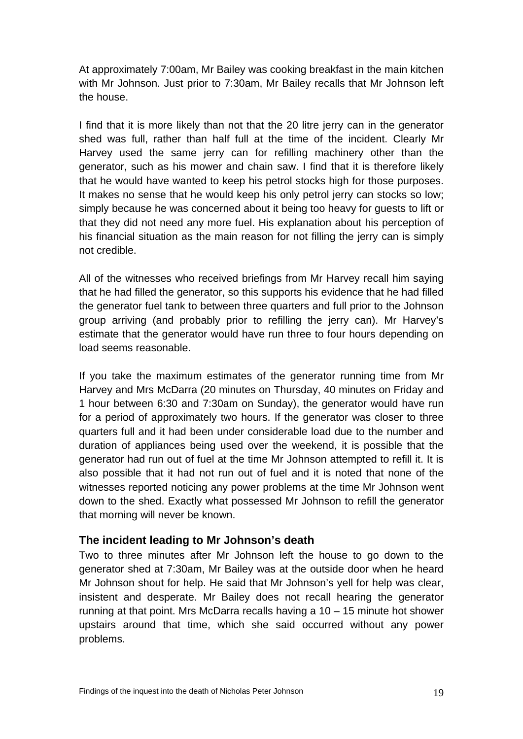At approximately 7:00am, Mr Bailey was cooking breakfast in the main kitchen with Mr Johnson. Just prior to 7:30am, Mr Bailey recalls that Mr Johnson left the house.

I find that it is more likely than not that the 20 litre jerry can in the generator shed was full, rather than half full at the time of the incident. Clearly Mr Harvey used the same jerry can for refilling machinery other than the generator, such as his mower and chain saw. I find that it is therefore likely that he would have wanted to keep his petrol stocks high for those purposes. It makes no sense that he would keep his only petrol jerry can stocks so low; simply because he was concerned about it being too heavy for guests to lift or that they did not need any more fuel. His explanation about his perception of his financial situation as the main reason for not filling the jerry can is simply not credible.

All of the witnesses who received briefings from Mr Harvey recall him saying that he had filled the generator, so this supports his evidence that he had filled the generator fuel tank to between three quarters and full prior to the Johnson group arriving (and probably prior to refilling the jerry can). Mr Harvey's estimate that the generator would have run three to four hours depending on load seems reasonable.

If you take the maximum estimates of the generator running time from Mr Harvey and Mrs McDarra (20 minutes on Thursday, 40 minutes on Friday and 1 hour between 6:30 and 7:30am on Sunday), the generator would have run for a period of approximately two hours. If the generator was closer to three quarters full and it had been under considerable load due to the number and duration of appliances being used over the weekend, it is possible that the generator had run out of fuel at the time Mr Johnson attempted to refill it. It is also possible that it had not run out of fuel and it is noted that none of the witnesses reported noticing any power problems at the time Mr Johnson went down to the shed. Exactly what possessed Mr Johnson to refill the generator that morning will never be known.

### The incident leading to Mr Johnson's death

Two to three minutes after Mr Johnson left the house to go down to the generator shed at 7:30am, Mr Bailey was at the outside door when he heard Mr Johnson shout for help. He said that Mr Johnson's yell for help was clear, insistent and desperate. Mr Bailey does not recall hearing the generator running at that point. Mrs McDarra recalls having a 10 – 15 minute hot shower upstairs around that time, which she said occurred without any power problems.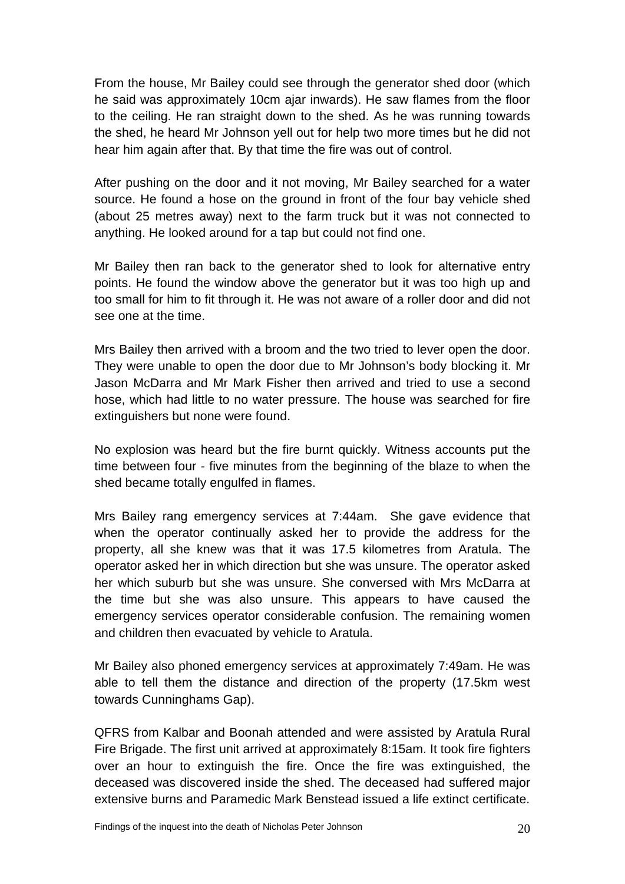From the house, Mr Bailey could see through the generator shed door (which he said was approximately 10cm ajar inwards). He saw flames from the floor to the ceiling. He ran straight down to the shed. As he was running towards the shed, he heard Mr Johnson yell out for help two more times but he did not hear him again after that. By that time the fire was out of control.

After pushing on the door and it not moving, Mr Bailey searched for a water source. He found a hose on the ground in front of the four bay vehicle shed (about 25 metres away) next to the farm truck but it was not connected to anything. He looked around for a tap but could not find one.

Mr Bailey then ran back to the generator shed to look for alternative entry points. He found the window above the generator but it was too high up and too small for him to fit through it. He was not aware of a roller door and did not see one at the time.

Mrs Bailey then arrived with a broom and the two tried to lever open the door. They were unable to open the door due to Mr Johnson's body blocking it. Mr Jason McDarra and Mr Mark Fisher then arrived and tried to use a second hose, which had little to no water pressure. The house was searched for fire extinguishers but none were found.

No explosion was heard but the fire burnt quickly. Witness accounts put the time between four - five minutes from the beginning of the blaze to when the shed became totally engulfed in flames.

Mrs Bailey rang emergency services at 7:44am. She gave evidence that when the operator continually asked her to provide the address for the property, all she knew was that it was 17.5 kilometres from Aratula. The operator asked her in which direction but she was unsure. The operator asked her which suburb but she was unsure. She conversed with Mrs McDarra at the time but she was also unsure. This appears to have caused the emergency services operator considerable confusion. The remaining women and children then evacuated by vehicle to Aratula.

Mr Bailey also phoned emergency services at approximately 7:49am. He was able to tell them the distance and direction of the property (17.5km west towards Cunninghams Gap).

QFRS from Kalbar and Boonah attended and were assisted by Aratula Rural Fire Brigade. The first unit arrived at approximately 8:15am. It took fire fighters over an hour to extinguish the fire. Once the fire was extinguished, the deceased was discovered inside the shed. The deceased had suffered major extensive burns and Paramedic Mark Benstead issued a life extinct certificate.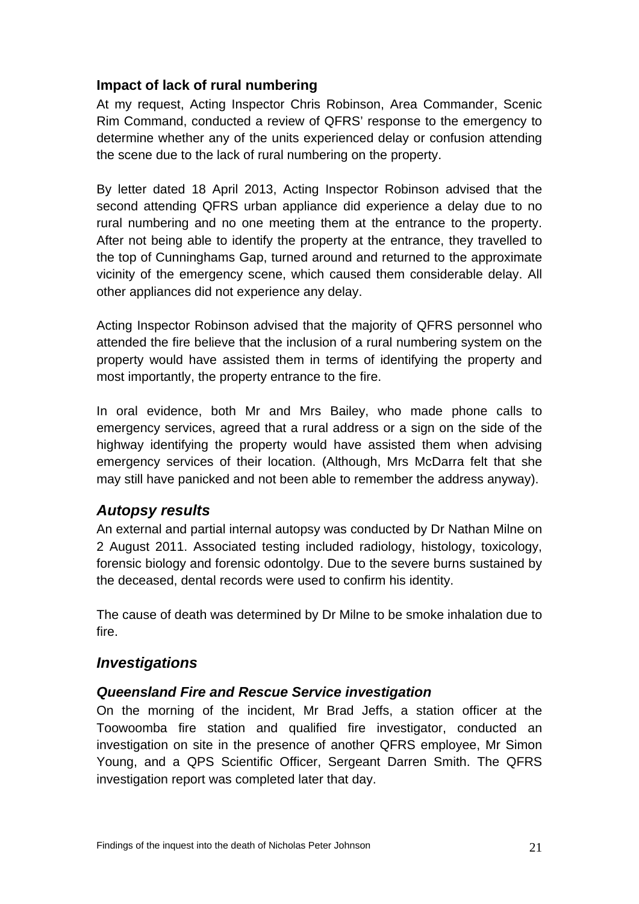### Impact of lack of rural numbering

At my request, Acting Inspector Chris Robinson, Area Commander, Scenic Rim Command, conducted a review of QFRS' response to the emergency to determine whether any of the units experienced delay or confusion attending the scene due to the lack of rural numbering on the property.

By letter dated 18 April 2013, Acting Inspector Robinson advised that the second attending QFRS urban appliance did experience a delay due to no rural numbering and no one meeting them at the entrance to the property. After not being able to identify the property at the entrance, they travelled to the top of Cunninghams Gap, turned around and returned to the approximate vicinity of the emergency scene, which caused them considerable delay. All other appliances did not experience any delay.

Acting Inspector Robinson advised that the majority of QFRS personnel who attended the fire believe that the inclusion of a rural numbering system on the property would have assisted them in terms of identifying the property and most importantly, the property entrance to the fire.

In oral evidence, both Mr and Mrs Bailey, who made phone calls to emergency services, agreed that a rural address or a sign on the side of the highway identifying the property would have assisted them when advising emergency services of their location. (Although, Mrs McDarra felt that she may still have panicked and not been able to remember the address anyway).

## *Autopsy results*

An external and partial internal autopsy was conducted by Dr Nathan Milne on 2 August 2011. Associated testing included radiology, histology, toxicology, forensic biology and forensic odontolgy. Due to the severe burns sustained by the deceased, dental records were used to confirm his identity.

The cause of death was determined by Dr Milne to be smoke inhalation due to fire.

## *Investigations*

### *Queensland Fire and Rescue Service investigation*

On the morning of the incident, Mr Brad Jeffs, a station officer at the Toowoomba fire station and qualified fire investigator, conducted an investigation on site in the presence of another QFRS employee, Mr Simon Young, and a QPS Scientific Officer, Sergeant Darren Smith. The QFRS investigation report was completed later that day.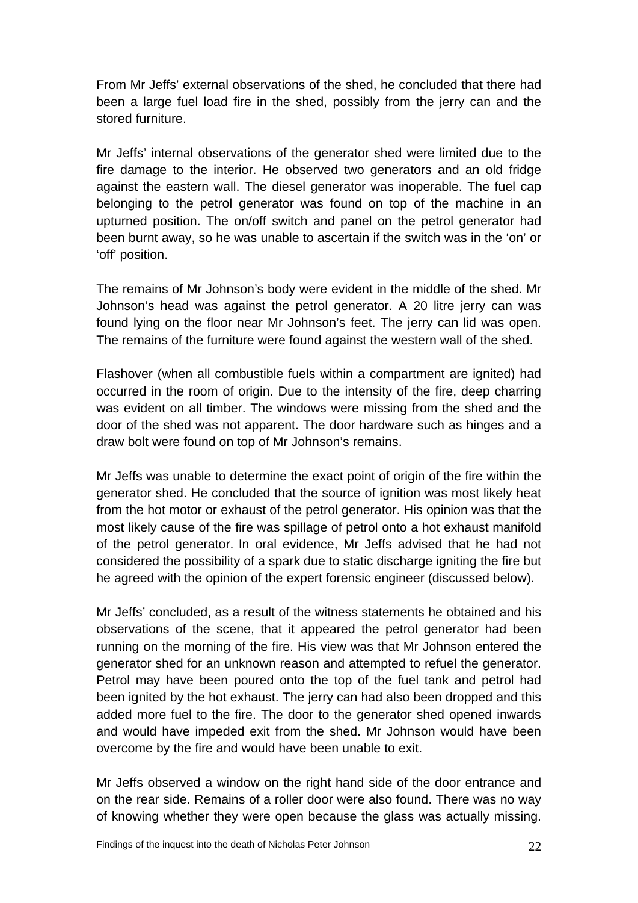From Mr Jeffs' external observations of the shed, he concluded that there had been a large fuel load fire in the shed, possibly from the jerry can and the stored furniture.

Mr Jeffs' internal observations of the generator shed were limited due to the fire damage to the interior. He observed two generators and an old fridge against the eastern wall. The diesel generator was inoperable. The fuel cap belonging to the petrol generator was found on top of the machine in an upturned position. The on/off switch and panel on the petrol generator had been burnt away, so he was unable to ascertain if the switch was in the 'on' or 'off' position.

The remains of Mr Johnson's body were evident in the middle of the shed. Mr Johnson's head was against the petrol generator. A 20 litre jerry can was found lying on the floor near Mr Johnson's feet. The jerry can lid was open. The remains of the furniture were found against the western wall of the shed.

Flashover (when all combustible fuels within a compartment are ignited) had occurred in the room of origin. Due to the intensity of the fire, deep charring was evident on all timber. The windows were missing from the shed and the door of the shed was not apparent. The door hardware such as hinges and a draw bolt were found on top of Mr Johnson's remains.

Mr Jeffs was unable to determine the exact point of origin of the fire within the generator shed. He concluded that the source of ignition was most likely heat from the hot motor or exhaust of the petrol generator. His opinion was that the most likely cause of the fire was spillage of petrol onto a hot exhaust manifold of the petrol generator. In oral evidence, Mr Jeffs advised that he had not considered the possibility of a spark due to static discharge igniting the fire but he agreed with the opinion of the expert forensic engineer (discussed below).

Mr Jeffs' concluded, as a result of the witness statements he obtained and his observations of the scene, that it appeared the petrol generator had been running on the morning of the fire. His view was that Mr Johnson entered the generator shed for an unknown reason and attempted to refuel the generator. Petrol may have been poured onto the top of the fuel tank and petrol had been ignited by the hot exhaust. The jerry can had also been dropped and this added more fuel to the fire. The door to the generator shed opened inwards and would have impeded exit from the shed. Mr Johnson would have been overcome by the fire and would have been unable to exit.

Mr Jeffs observed a window on the right hand side of the door entrance and on the rear side. Remains of a roller door were also found. There was no way of knowing whether they were open because the glass was actually missing.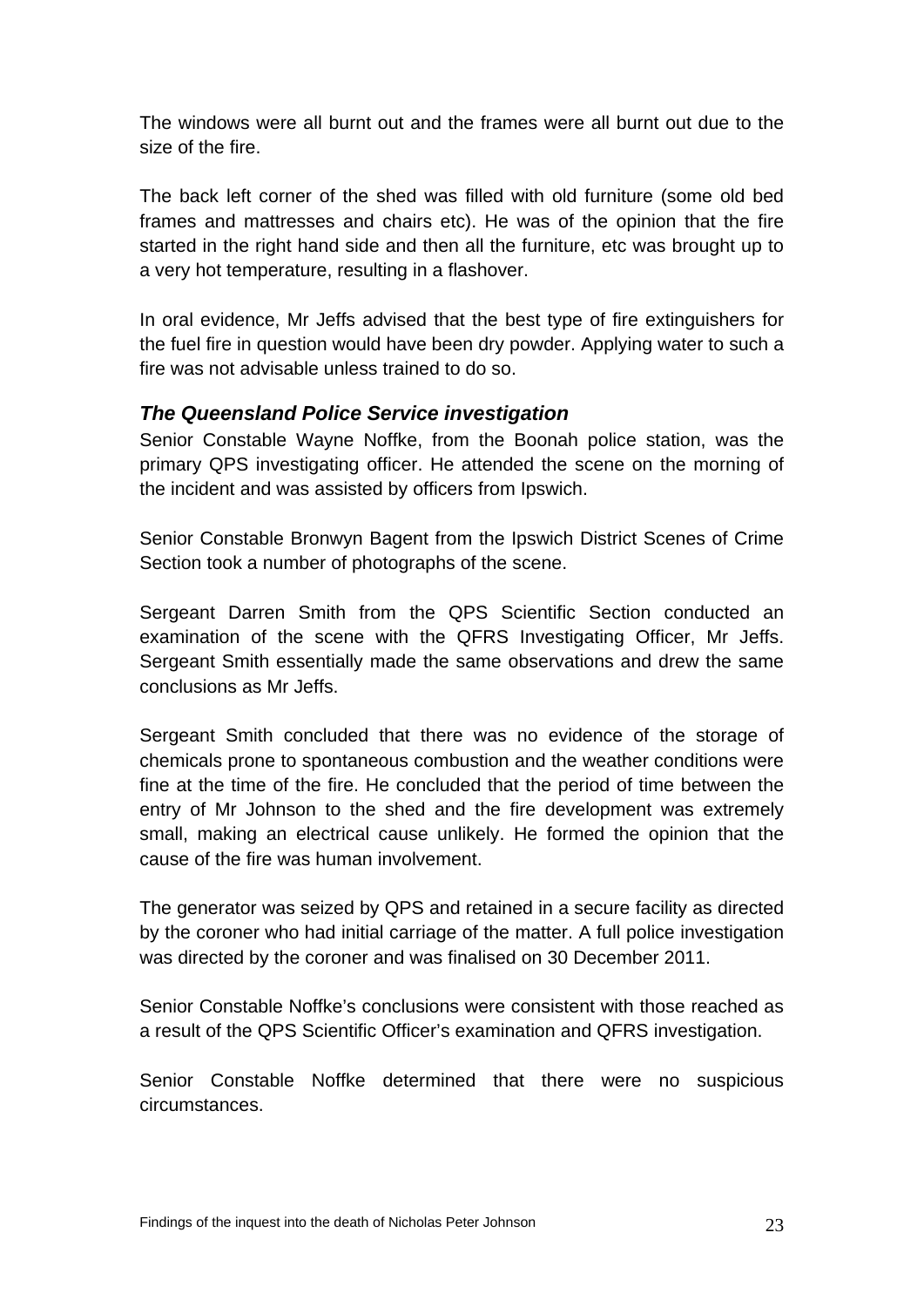The windows were all burnt out and the frames were all burnt out due to the size of the fire.

The back left corner of the shed was filled with old furniture (some old bed frames and mattresses and chairs etc). He was of the opinion that the fire started in the right hand side and then all the furniture, etc was brought up to a very hot temperature, resulting in a flashover.

In oral evidence, Mr Jeffs advised that the best type of fire extinguishers for the fuel fire in question would have been dry powder. Applying water to such a fire was not advisable unless trained to do so.

### *The Queensland Police Service investigation*

Senior Constable Wayne Noffke, from the Boonah police station, was the primary QPS investigating officer. He attended the scene on the morning of the incident and was assisted by officers from Ipswich.

Senior Constable Bronwyn Bagent from the Ipswich District Scenes of Crime Section took a number of photographs of the scene.

Sergeant Darren Smith from the QPS Scientific Section conducted an examination of the scene with the QFRS Investigating Officer, Mr Jeffs. Sergeant Smith essentially made the same observations and drew the same conclusions as Mr Jeffs.

Sergeant Smith concluded that there was no evidence of the storage of chemicals prone to spontaneous combustion and the weather conditions were fine at the time of the fire. He concluded that the period of time between the entry of Mr Johnson to the shed and the fire development was extremely small, making an electrical cause unlikely. He formed the opinion that the cause of the fire was human involvement.

The generator was seized by QPS and retained in a secure facility as directed by the coroner who had initial carriage of the matter. A full police investigation was directed by the coroner and was finalised on 30 December 2011.

Senior Constable Noffke's conclusions were consistent with those reached as a result of the QPS Scientific Officer's examination and QFRS investigation.

Senior Constable Noffke determined that there were no suspicious circumstances.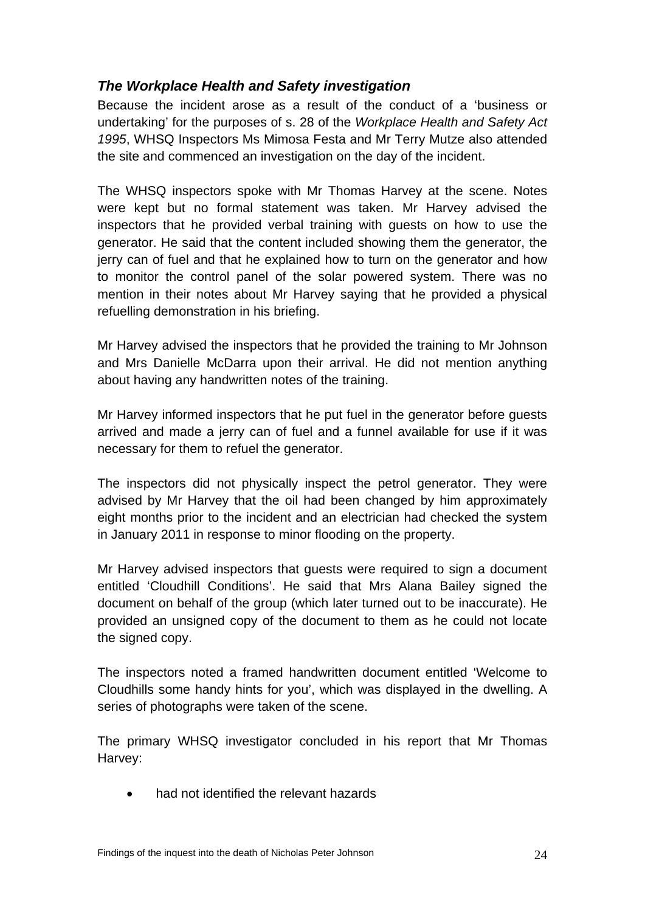### *The Workplace Health and Safety investigation*

Because the incident arose as a result of the conduct of a 'business or undertaking' for the purposes of s. 28 of the *Workplace Health and Safety Act 1995*, WHSQ Inspectors Ms Mimosa Festa and Mr Terry Mutze also attended the site and commenced an investigation on the day of the incident.

The WHSQ inspectors spoke with Mr Thomas Harvey at the scene. Notes were kept but no formal statement was taken. Mr Harvey advised the inspectors that he provided verbal training with guests on how to use the generator. He said that the content included showing them the generator, the jerry can of fuel and that he explained how to turn on the generator and how to monitor the control panel of the solar powered system. There was no mention in their notes about Mr Harvey saying that he provided a physical refuelling demonstration in his briefing.

Mr Harvey advised the inspectors that he provided the training to Mr Johnson and Mrs Danielle McDarra upon their arrival. He did not mention anything about having any handwritten notes of the training.

Mr Harvey informed inspectors that he put fuel in the generator before guests arrived and made a jerry can of fuel and a funnel available for use if it was necessary for them to refuel the generator.

The inspectors did not physically inspect the petrol generator. They were advised by Mr Harvey that the oil had been changed by him approximately eight months prior to the incident and an electrician had checked the system in January 2011 in response to minor flooding on the property.

Mr Harvey advised inspectors that guests were required to sign a document entitled 'Cloudhill Conditions'. He said that Mrs Alana Bailey signed the document on behalf of the group (which later turned out to be inaccurate). He provided an unsigned copy of the document to them as he could not locate the signed copy.

The inspectors noted a framed handwritten document entitled 'Welcome to Cloudhills some handy hints for you', which was displayed in the dwelling. A series of photographs were taken of the scene.

The primary WHSQ investigator concluded in his report that Mr Thomas Harvey:

- had not identified the relevant hazards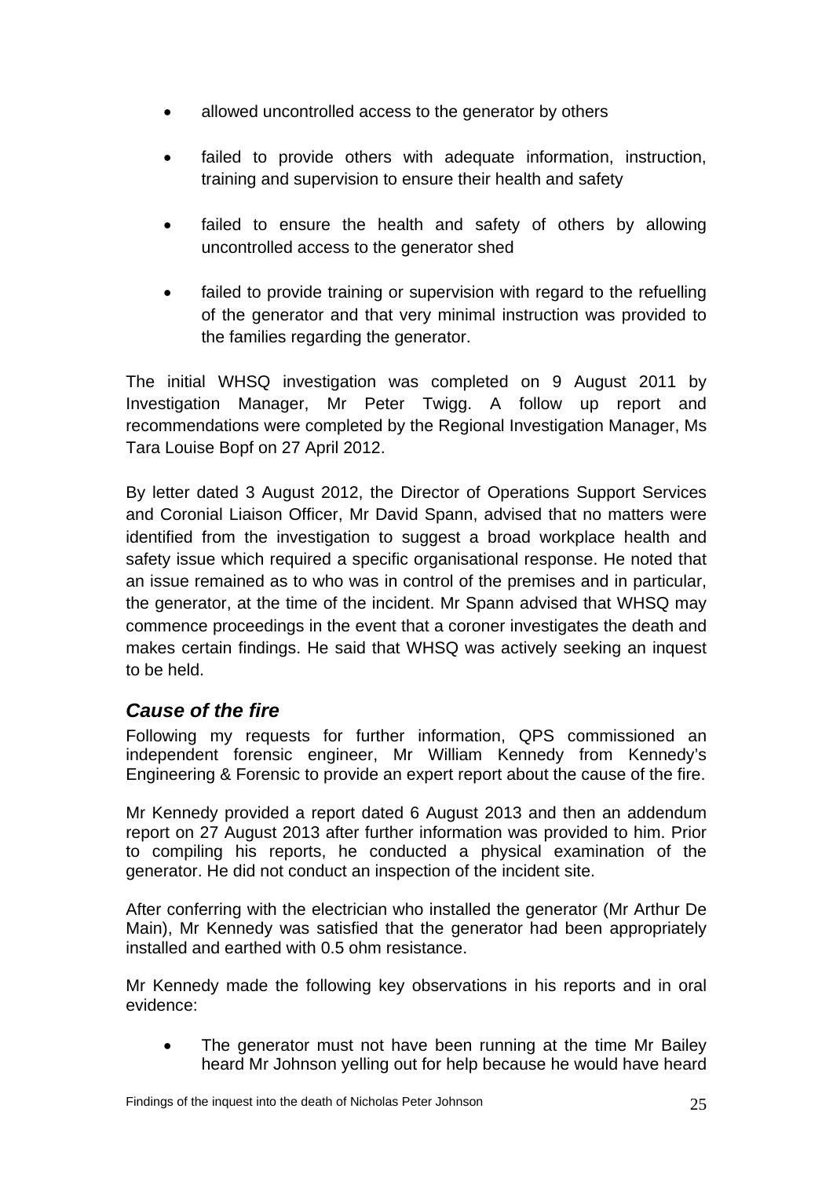- allowed uncontrolled access to the generator by others
- failed to provide others with adequate information, instruction, training and supervision to ensure their health and safety
- failed to ensure the health and safety of others by allowing uncontrolled access to the generator shed
- failed to provide training or supervision with regard to the refuelling of the generator and that very minimal instruction was provided to the families regarding the generator.

The initial WHSQ investigation was completed on 9 August 2011 by Investigation Manager, Mr Peter Twigg. A follow up report and recommendations were completed by the Regional Investigation Manager, Ms Tara Louise Bopf on 27 April 2012.

By letter dated 3 August 2012, the Director of Operations Support Services and Coronial Liaison Officer, Mr David Spann, advised that no matters were identified from the investigation to suggest a broad workplace health and safety issue which required a specific organisational response. He noted that an issue remained as to who was in control of the premises and in particular, the generator, at the time of the incident. Mr Spann advised that WHSQ may commence proceedings in the event that a coroner investigates the death and makes certain findings. He said that WHSQ was actively seeking an inquest to be held.

### *Cause of the fire*

Following my requests for further information, QPS commissioned an independent forensic engineer, Mr William Kennedy from Kennedy's Engineering & Forensic to provide an expert report about the cause of the fire.

Mr Kennedy provided a report dated 6 August 2013 and then an addendum report on 27 August 2013 after further information was provided to him. Prior to compiling his reports, he conducted a physical examination of the generator. He did not conduct an inspection of the incident site.

After conferring with the electrician who installed the generator (Mr Arthur De Main), Mr Kennedy was satisfied that the generator had been appropriately installed and earthed with 0.5 ohm resistance.

Mr Kennedy made the following key observations in his reports and in oral evidence:

- The generator must not have been running at the time Mr Bailey heard Mr Johnson yelling out for help because he would have heard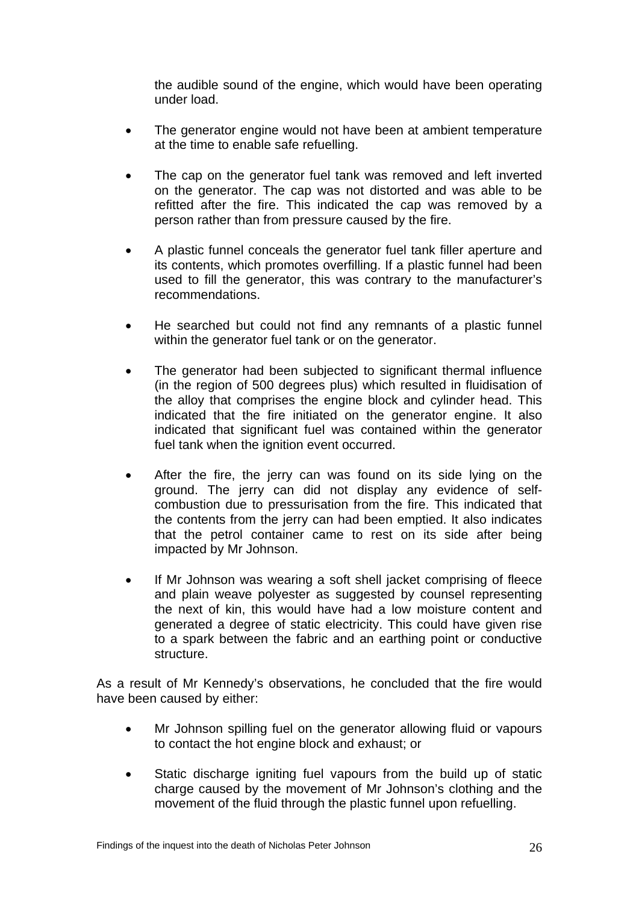the audible sound of the engine, which would have been operating under load.

- The generator engine would not have been at ambient temperature at the time to enable safe refuelling.
- The cap on the generator fuel tank was removed and left inverted on the generator. The cap was not distorted and was able to be refitted after the fire. This indicated the cap was removed by a person rather than from pressure caused by the fire.
- A plastic funnel conceals the generator fuel tank filler aperture and its contents, which promotes overfilling. If a plastic funnel had been used to fill the generator, this was contrary to the manufacturer's recommendations.
- He searched but could not find any remnants of a plastic funnel within the generator fuel tank or on the generator.
- The generator had been subjected to significant thermal influence (in the region of 500 degrees plus) which resulted in fluidisation of the alloy that comprises the engine block and cylinder head. This indicated that the fire initiated on the generator engine. It also indicated that significant fuel was contained within the generator fuel tank when the ignition event occurred.
- After the fire, the jerry can was found on its side lying on the ground. The jerry can did not display any evidence of self-combustion due to pressurisation from the fire. This indicated that the contents from the jerry can had been emptied. It also indicates that the petrol container came to rest on its side after being impacted by Mr Johnson.
- If Mr Johnson was wearing a soft shell jacket comprising of fleece and plain weave polyester as suggested by counsel representing the next of kin, this would have had a low moisture content and generated a degree of static electricity. This could have given rise to a spark between the fabric and an earthing point or conductive structure.

As a result of Mr Kennedy's observations, he concluded that the fire would have been caused by either:

- Mr Johnson spilling fuel on the generator allowing fluid or vapours to contact the hot engine block and exhaust; or
- Static discharge igniting fuel vapours from the build up of static charge caused by the movement of Mr Johnson's clothing and the movement of the fluid through the plastic funnel upon refuelling.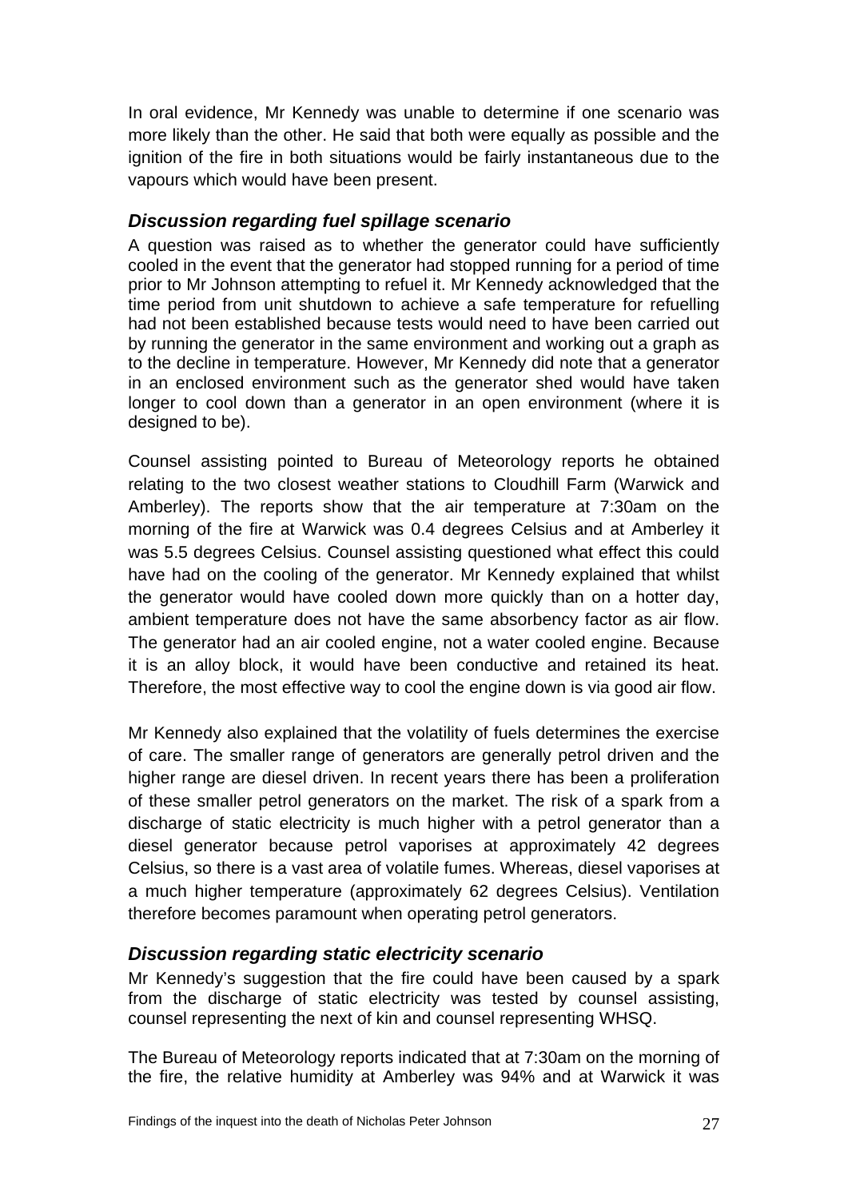In oral evidence, Mr Kennedy was unable to determine if one scenario was more likely than the other. He said that both were equally as possible and the ignition of the fire in both situations would be fairly instantaneous due to the vapours which would have been present.

### *Discussion regarding fuel spillage scenario*

A question was raised as to whether the generator could have sufficiently cooled in the event that the generator had stopped running for a period of time prior to Mr Johnson attempting to refuel it. Mr Kennedy acknowledged that the time period from unit shutdown to achieve a safe temperature for refuelling had not been established because tests would need to have been carried out by running the generator in the same environment and working out a graph as to the decline in temperature. However, Mr Kennedy did note that a generator in an enclosed environment such as the generator shed would have taken longer to cool down than a generator in an open environment (where it is designed to be).

Counsel assisting pointed to Bureau of Meteorology reports he obtained relating to the two closest weather stations to Cloudhill Farm (Warwick and Amberley). The reports show that the air temperature at 7:30am on the morning of the fire at Warwick was 0.4 degrees Celsius and at Amberley it was 5.5 degrees Celsius. Counsel assisting questioned what effect this could have had on the cooling of the generator. Mr Kennedy explained that whilst the generator would have cooled down more quickly than on a hotter day, ambient temperature does not have the same absorbency factor as air flow. The generator had an air cooled engine, not a water cooled engine. Because it is an alloy block, it would have been conductive and retained its heat. Therefore, the most effective way to cool the engine down is via good air flow.

Mr Kennedy also explained that the volatility of fuels determines the exercise of care. The smaller range of generators are generally petrol driven and the higher range are diesel driven. In recent years there has been a proliferation of these smaller petrol generators on the market. The risk of a spark from a discharge of static electricity is much higher with a petrol generator than a diesel generator because petrol vaporises at approximately 42 degrees Celsius, so there is a vast area of volatile fumes. Whereas, diesel vaporises at a much higher temperature (approximately 62 degrees Celsius). Ventilation therefore becomes paramount when operating petrol generators.

### *Discussion regarding static electricity scenario*

Mr Kennedy's suggestion that the fire could have been caused by a spark from the discharge of static electricity was tested by counsel assisting, counsel representing the next of kin and counsel representing WHSQ.

The Bureau of Meteorology reports indicated that at 7:30am on the morning of the fire, the relative humidity at Amberley was 94% and at Warwick it was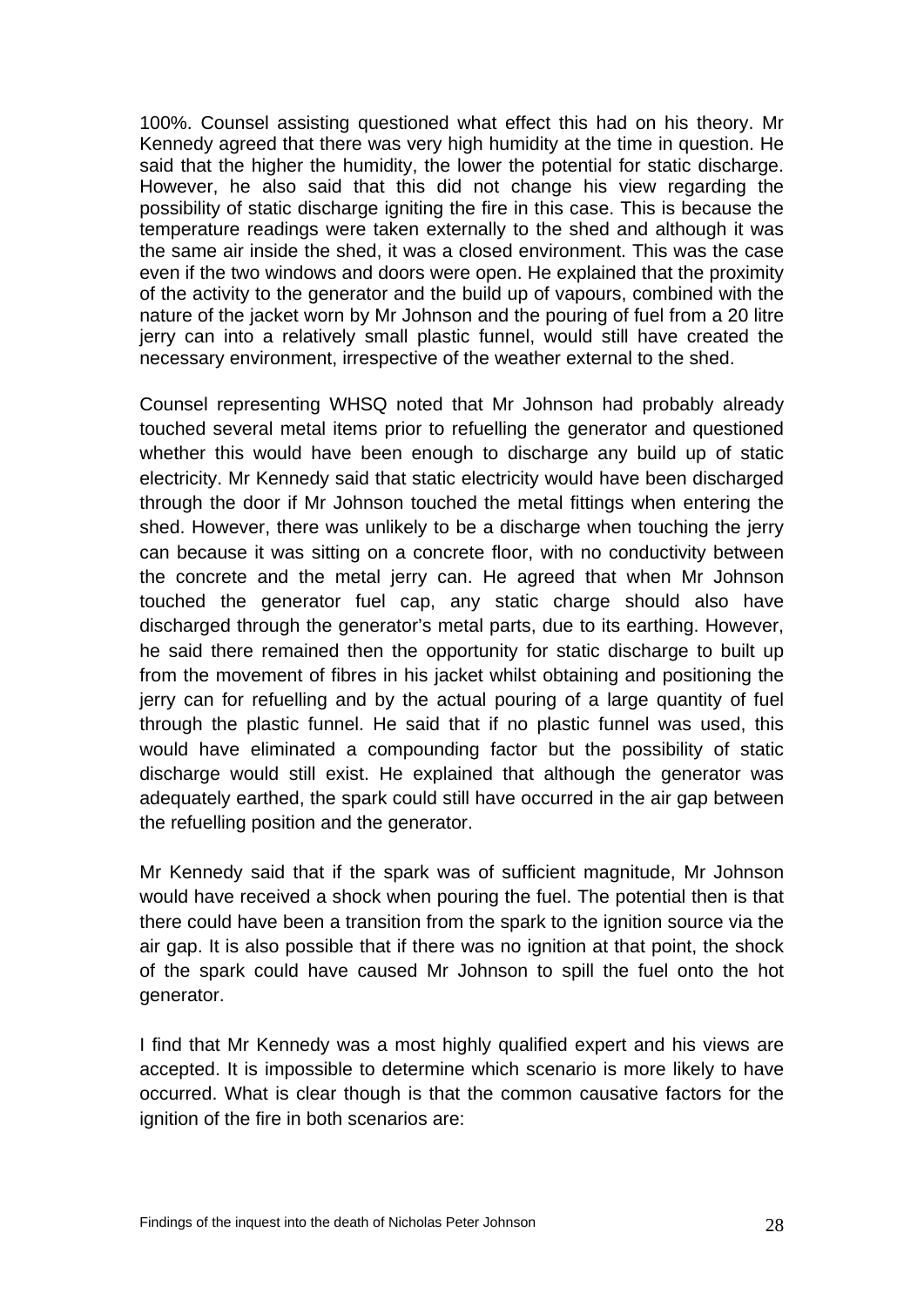100%. Counsel assisting questioned what effect this had on his theory. Mr Kennedy agreed that there was very high humidity at the time in question. He said that the higher the humidity, the lower the potential for static discharge. However, he also said that this did not change his view regarding the possibility of static discharge igniting the fire in this case. This is because the temperature readings were taken externally to the shed and although it was the same air inside the shed, it was a closed environment. This was the case even if the two windows and doors were open. He explained that the proximity of the activity to the generator and the build up of vapours, combined with the nature of the jacket worn by Mr Johnson and the pouring of fuel from a 20 litre jerry can into a relatively small plastic funnel, would still have created the necessary environment, irrespective of the weather external to the shed.

Counsel representing WHSQ noted that Mr Johnson had probably already touched several metal items prior to refuelling the generator and questioned whether this would have been enough to discharge any build up of static electricity. Mr Kennedy said that static electricity would have been discharged through the door if Mr Johnson touched the metal fittings when entering the shed. However, there was unlikely to be a discharge when touching the jerry can because it was sitting on a concrete floor, with no conductivity between the concrete and the metal jerry can. He agreed that when Mr Johnson touched the generator fuel cap, any static charge should also have discharged through the generator's metal parts, due to its earthing. However, he said there remained then the opportunity for static discharge to built up from the movement of fibres in his jacket whilst obtaining and positioning the jerry can for refuelling and by the actual pouring of a large quantity of fuel through the plastic funnel. He said that if no plastic funnel was used, this would have eliminated a compounding factor but the possibility of static discharge would still exist. He explained that although the generator was adequately earthed, the spark could still have occurred in the air gap between the refuelling position and the generator.

Mr Kennedy said that if the spark was of sufficient magnitude, Mr Johnson would have received a shock when pouring the fuel. The potential then is that there could have been a transition from the spark to the ignition source via the air gap. It is also possible that if there was no ignition at that point, the shock of the spark could have caused Mr Johnson to spill the fuel onto the hot generator.

I find that Mr Kennedy was a most highly qualified expert and his views are accepted. It is impossible to determine which scenario is more likely to have occurred. What is clear though is that the common causative factors for the ignition of the fire in both scenarios are: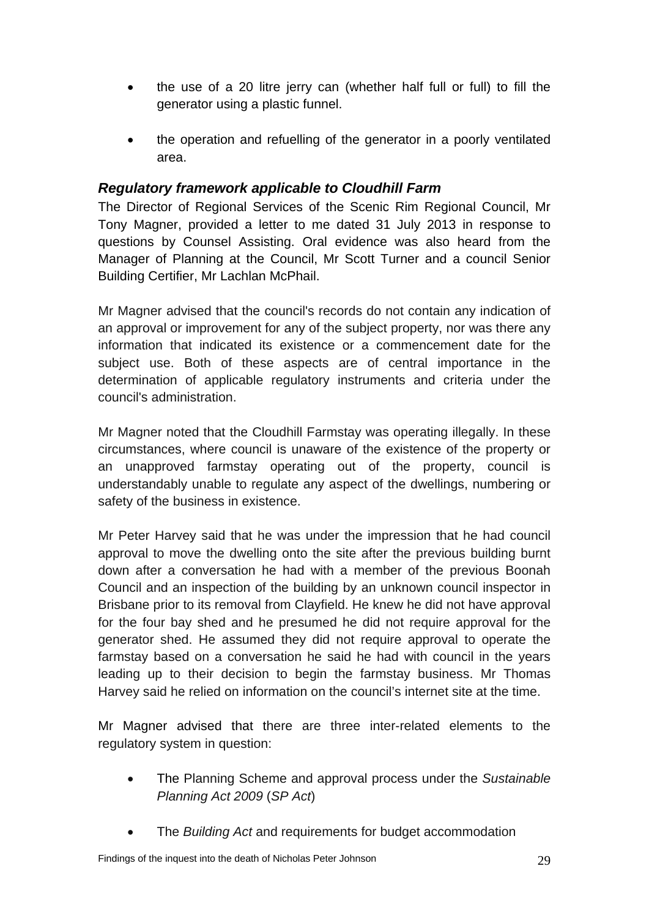- the use of a 20 litre jerry can (whether half full or full) to fill the generator using a plastic funnel.

- the operation and refuelling of the generator in a poorly ventilated area.

### *Regulatory framework applicable to Cloudhill Farm*

The Director of Regional Services of the Scenic Rim Regional Council, Mr Tony Magner, provided a letter to me dated 31 July 2013 in response to questions by Counsel Assisting. Oral evidence was also heard from the Manager of Planning at the Council, Mr Scott Turner and a council Senior Building Certifier, Mr Lachlan McPhail.

Mr Magner advised that the council's records do not contain any indication of an approval or improvement for any of the subject property, nor was there any information that indicated its existence or a commencement date for the subject use. Both of these aspects are of central importance in the determination of applicable regulatory instruments and criteria under the council's administration.

Mr Magner noted that the Cloudhill Farmstay was operating illegally. In these circumstances, where council is unaware of the existence of the property or an unapproved farmstay operating out of the property, council is understandably unable to regulate any aspect of the dwellings, numbering or safety of the business in existence.

Mr Peter Harvey said that he was under the impression that he had council approval to move the dwelling onto the site after the previous building burnt down after a conversation he had with a member of the previous Boonah Council and an inspection of the building by an unknown council inspector in Brisbane prior to its removal from Clayfield. He knew he did not have approval for the four bay shed and he presumed he did not require approval for the generator shed. He assumed they did not require approval to operate the farmstay based on a conversation he said he had with council in the years leading up to their decision to begin the farmstay business. Mr Thomas Harvey said he relied on information on the council's internet site at the time.

Mr Magner advised that there are three inter-related elements to the regulatory system in question:

- The Planning Scheme and approval process under the *Sustainable Planning Act 2009* (*SP Act*)

- The *Building Act* and requirements for budget accommodation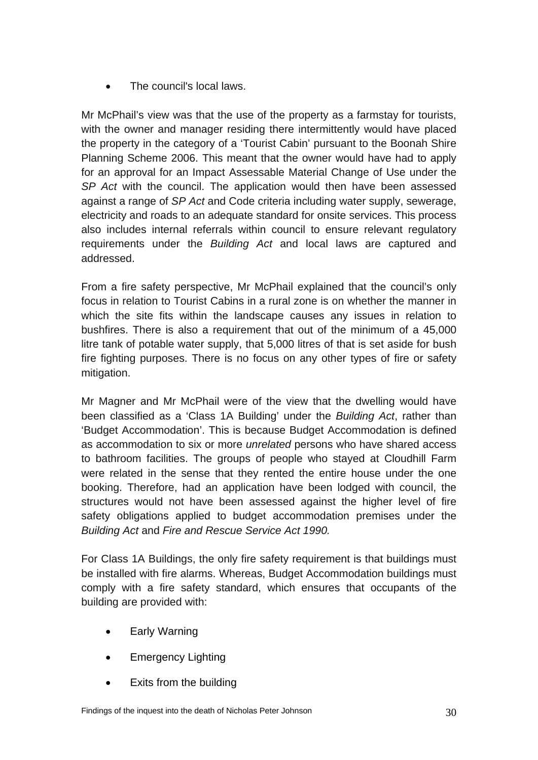- The council's local laws.

Mr McPhail's view was that the use of the property as a farmstay for tourists, with the owner and manager residing there intermittently would have placed the property in the category of a 'Tourist Cabin' pursuant to the Boonah Shire Planning Scheme 2006. This meant that the owner would have had to apply for an approval for an Impact Assessable Material Change of Use under the *SP Act* with the council. The application would then have been assessed against a range of *SP Act* and Code criteria including water supply, sewerage, electricity and roads to an adequate standard for onsite services. This process also includes internal referrals within council to ensure relevant regulatory requirements under the *Building Act* and local laws are captured and addressed.

From a fire safety perspective, Mr McPhail explained that the council's only focus in relation to Tourist Cabins in a rural zone is on whether the manner in which the site fits within the landscape causes any issues in relation to bushfires. There is also a requirement that out of the minimum of a 45,000 litre tank of potable water supply, that 5,000 litres of that is set aside for bush fire fighting purposes. There is no focus on any other types of fire or safety mitigation.

Mr Magner and Mr McPhail were of the view that the dwelling would have been classified as a 'Class 1A Building' under the *Building Act*, rather than 'Budget Accommodation'. This is because Budget Accommodation is defined as accommodation to six or more *unrelated* persons who have shared access to bathroom facilities. The groups of people who stayed at Cloudhill Farm were related in the sense that they rented the entire house under the one booking. Therefore, had an application have been lodged with council, the structures would not have been assessed against the higher level of fire safety obligations applied to budget accommodation premises under the *Building Act* and *Fire and Rescue Service Act 1990.*

For Class 1A Buildings, the only fire safety requirement is that buildings must be installed with fire alarms. Whereas, Budget Accommodation buildings must comply with a fire safety standard, which ensures that occupants of the building are provided with:

- Early Warning
- Emergency Lighting
- Exits from the building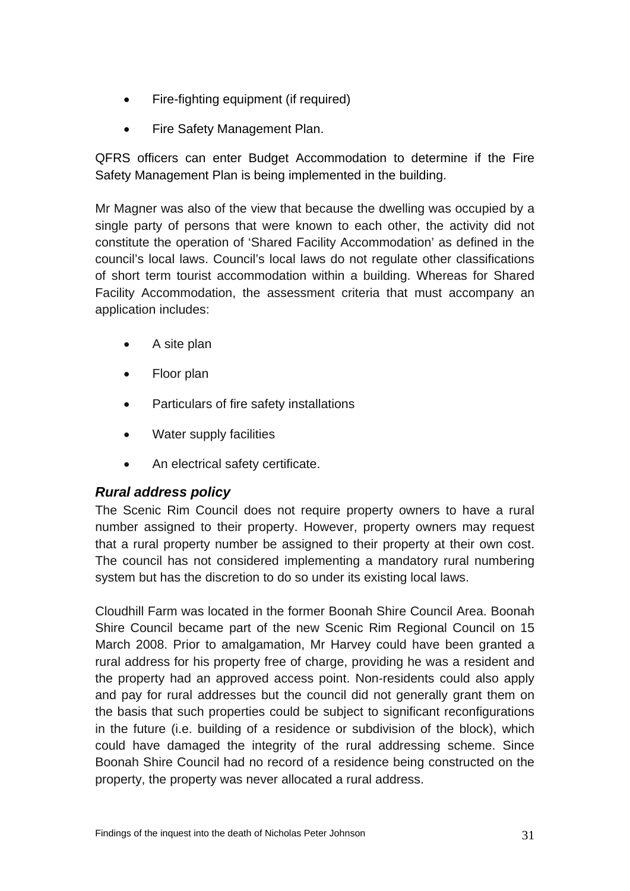- Fire-fighting equipment (if required)
- Fire Safety Management Plan.

QFRS officers can enter Budget Accommodation to determine if the Fire Safety Management Plan is being implemented in the building.

Mr Magner was also of the view that because the dwelling was occupied by a single party of persons that were known to each other, the activity did not constitute the operation of 'Shared Facility Accommodation' as defined in the council's local laws. Council's local laws do not regulate other classifications of short term tourist accommodation within a building. Whereas for Shared Facility Accommodation, the assessment criteria that must accompany an application includes:

- A site plan
- Floor plan
- Particulars of fire safety installations
- Water supply facilities
- An electrical safety certificate.

### *Rural address policy*

The Scenic Rim Council does not require property owners to have a rural number assigned to their property. However, property owners may request that a rural property number be assigned to their property at their own cost. The council has not considered implementing a mandatory rural numbering system but has the discretion to do so under its existing local laws.

Cloudhill Farm was located in the former Boonah Shire Council Area. Boonah Shire Council became part of the new Scenic Rim Regional Council on 15 March 2008. Prior to amalgamation, Mr Harvey could have been granted a rural address for his property free of charge, providing he was a resident and the property had an approved access point. Non-residents could also apply and pay for rural addresses but the council did not generally grant them on the basis that such properties could be subject to significant reconfigurations in the future (i.e. building of a residence or subdivision of the block), which could have damaged the integrity of the rural addressing scheme. Since Boonah Shire Council had no record of a residence being constructed on the property, the property was never allocated a rural address.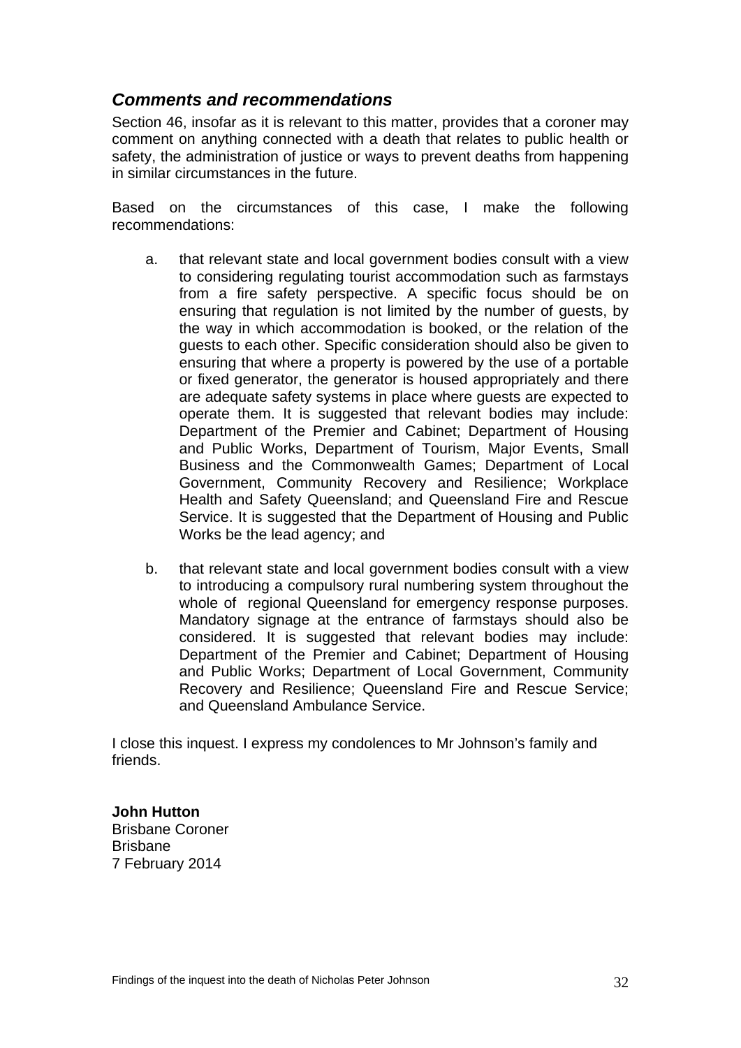### *Comments and recommendations*

Section 46, insofar as it is relevant to this matter, provides that a coroner may comment on anything connected with a death that relates to public health or safety, the administration of justice or ways to prevent deaths from happening in similar circumstances in the future.

Based on the circumstances of this case, I make the following recommendations:

a. that relevant state and local government bodies consult with a view to considering regulating tourist accommodation such as farmstays from a fire safety perspective. A specific focus should be on ensuring that regulation is not limited by the number of guests, by the way in which accommodation is booked, or the relation of the guests to each other. Specific consideration should also be given to ensuring that where a property is powered by the use of a portable or fixed generator, the generator is housed appropriately and there are adequate safety systems in place where guests are expected to operate them. It is suggested that relevant bodies may include: Department of the Premier and Cabinet; Department of Housing and Public Works, Department of Tourism, Major Events, Small Business and the Commonwealth Games; Department of Local Government, Community Recovery and Resilience; Workplace Health and Safety Queensland; and Queensland Fire and Rescue Service. It is suggested that the Department of Housing and Public Works be the lead agency; and

b. that relevant state and local government bodies consult with a view to introducing a compulsory rural numbering system throughout the whole of regional Queensland for emergency response purposes. Mandatory signage at the entrance of farmstays should also be considered. It is suggested that relevant bodies may include: Department of the Premier and Cabinet; Department of Housing and Public Works; Department of Local Government, Community Recovery and Resilience; Queensland Fire and Rescue Service; and Queensland Ambulance Service.

I close this inquest. I express my condolences to Mr Johnson's family and friends.

**John Hutton**
Brisbane Coroner
Brisbane
7 February 2014